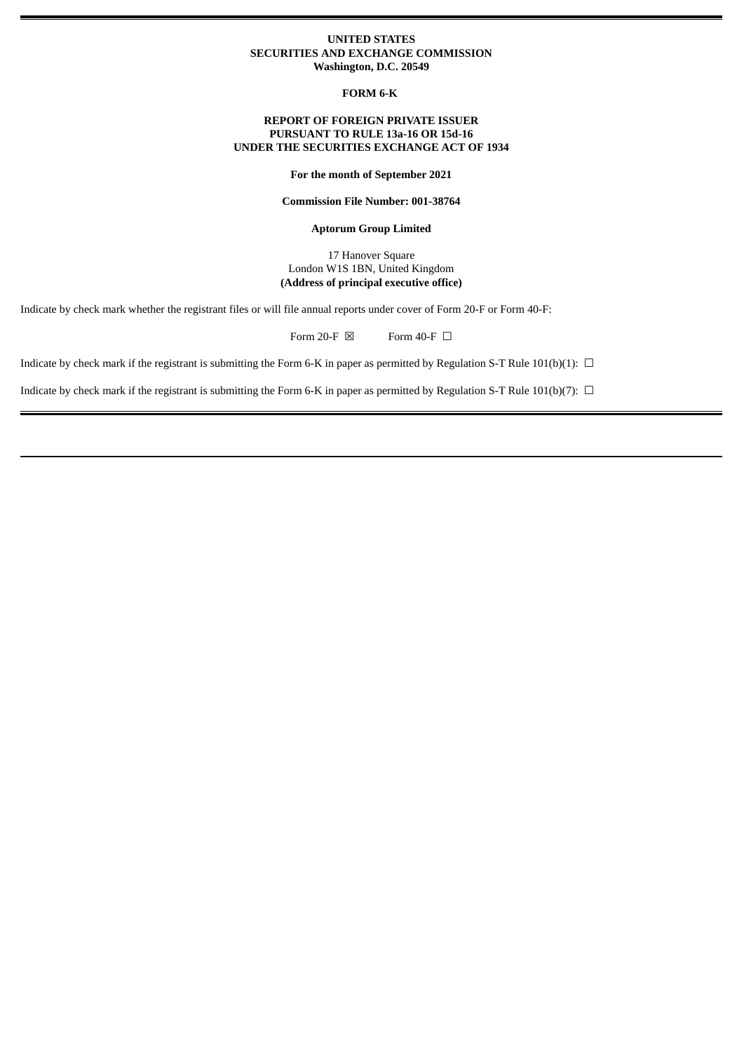**UNITED STATES**
**SECURITIES AND EXCHANGE COMMISSION**
**Washington, D.C. 20549**

**FORM 6-K**

**REPORT OF FOREIGN PRIVATE ISSUER**
**PURSUANT TO RULE 13a-16 OR 15d-16**
**UNDER THE SECURITIES EXCHANGE ACT OF 1934**

**For the month of September 2021**

**Commission File Number: 001-38764**

**Aptorum Group Limited**

17 Hanover Square
London W1S 1BN, United Kingdom
**(Address of principal executive office)**

Indicate by check mark whether the registrant files or will file annual reports under cover of Form 20-F or Form 40-F:

Form 20-F ☒ Form 40-F ☐

Indicate by check mark if the registrant is submitting the Form 6-K in paper as permitted by Regulation S-T Rule 101(b)(1): ☐

Indicate by check mark if the registrant is submitting the Form 6-K in paper as permitted by Regulation S-T Rule 101(b)(7): ☐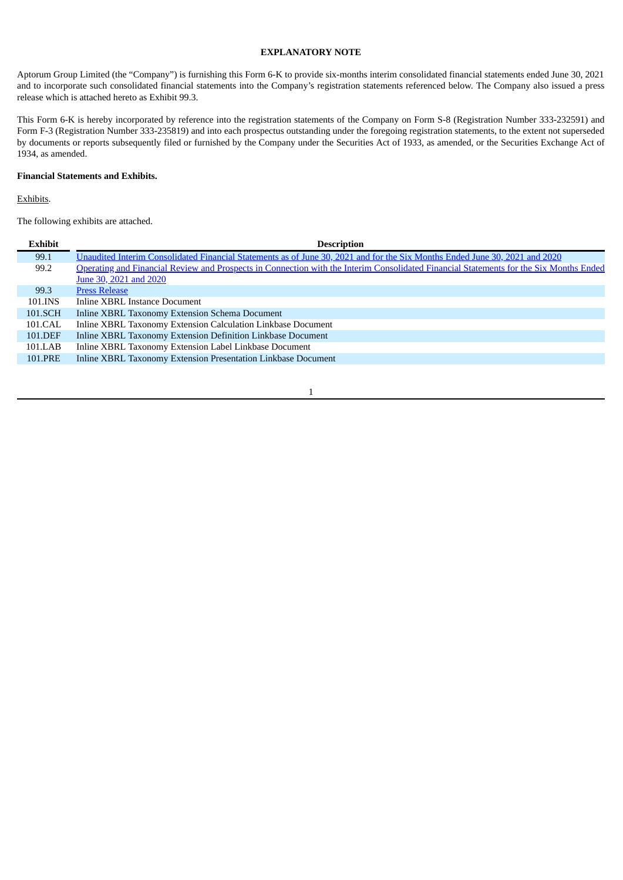## EXPLANATORY NOTE

Aptorum Group Limited (the "Company") is furnishing this Form 6-K to provide six-months interim consolidated financial statements ended June 30, 2021 and to incorporate such consolidated financial statements into the Company's registration statements referenced below. The Company also issued a press release which is attached hereto as Exhibit 99.3.

This Form 6-K is hereby incorporated by reference into the registration statements of the Company on Form S-8 (Registration Number 333-232591) and Form F-3 (Registration Number 333-235819) and into each prospectus outstanding under the foregoing registration statements, to the extent not superseded by documents or reports subsequently filed or furnished by the Company under the Securities Act of 1933, as amended, or the Securities Exchange Act of 1934, as amended.

**Financial Statements and Exhibits.**

Exhibits.

The following exhibits are attached.

| Exhibit | Description |
|---|---|
| 99.1 | Unaudited Interim Consolidated Financial Statements as of June 30, 2021 and for the Six Months Ended June 30, 2021 and 2020 |
| 99.2 | Operating and Financial Review and Prospects in Connection with the Interim Consolidated Financial Statements for the Six Months Ended June 30, 2021 and 2020 |
| 99.3 | Press Release |
| 101.INS | Inline XBRL Instance Document |
| 101.SCH | Inline XBRL Taxonomy Extension Schema Document |
| 101.CAL | Inline XBRL Taxonomy Extension Calculation Linkbase Document |
| 101.DEF | Inline XBRL Taxonomy Extension Definition Linkbase Document |
| 101.LAB | Inline XBRL Taxonomy Extension Label Linkbase Document |
| 101.PRE | Inline XBRL Taxonomy Extension Presentation Linkbase Document |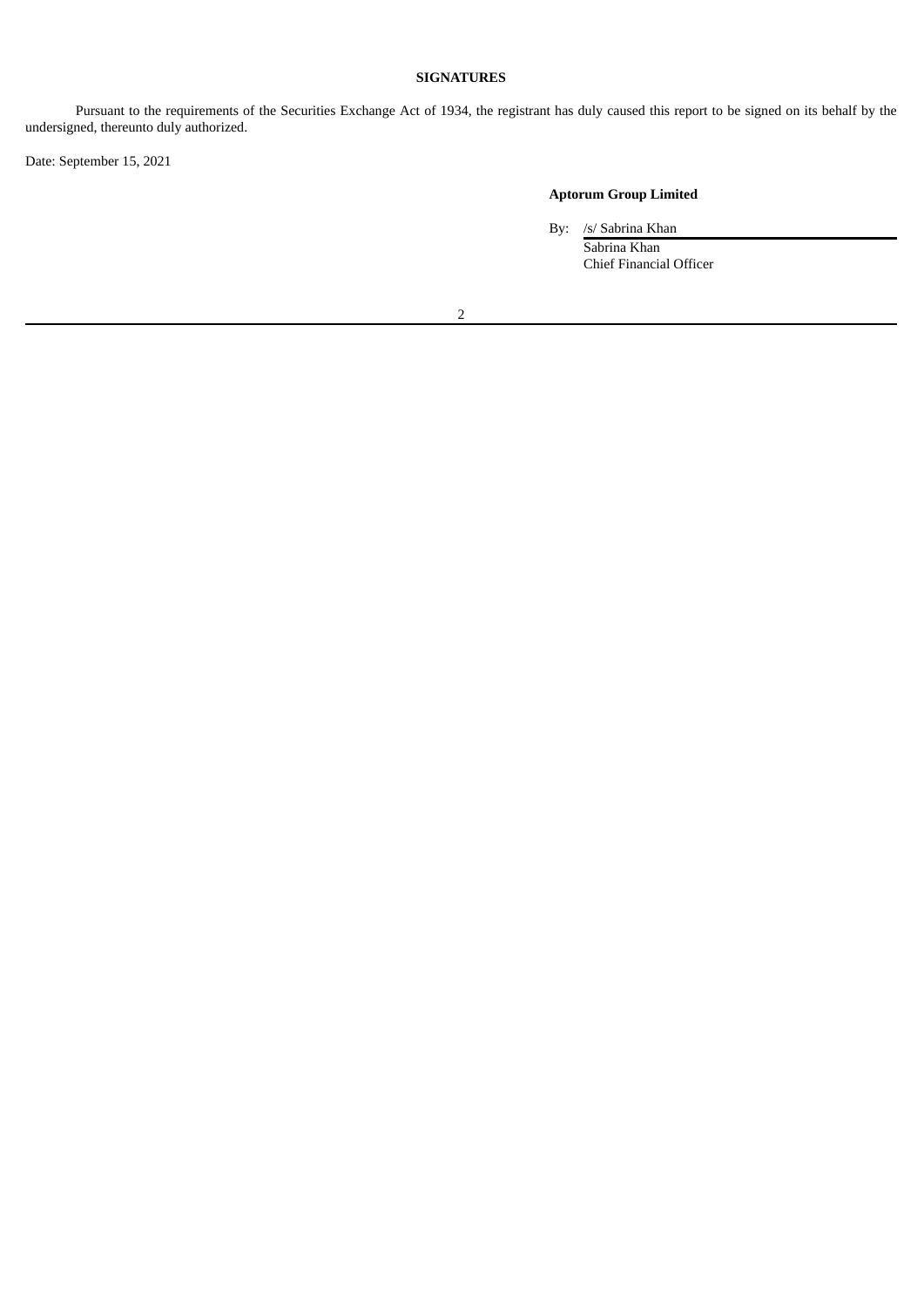**SIGNATURES**

Pursuant to the requirements of the Securities Exchange Act of 1934, the registrant has duly caused this report to be signed on its behalf by the undersigned, thereunto duly authorized.

Date: September 15, 2021

**Aptorum Group Limited**

By: /s/ Sabrina Khan
Sabrina Khan
Chief Financial Officer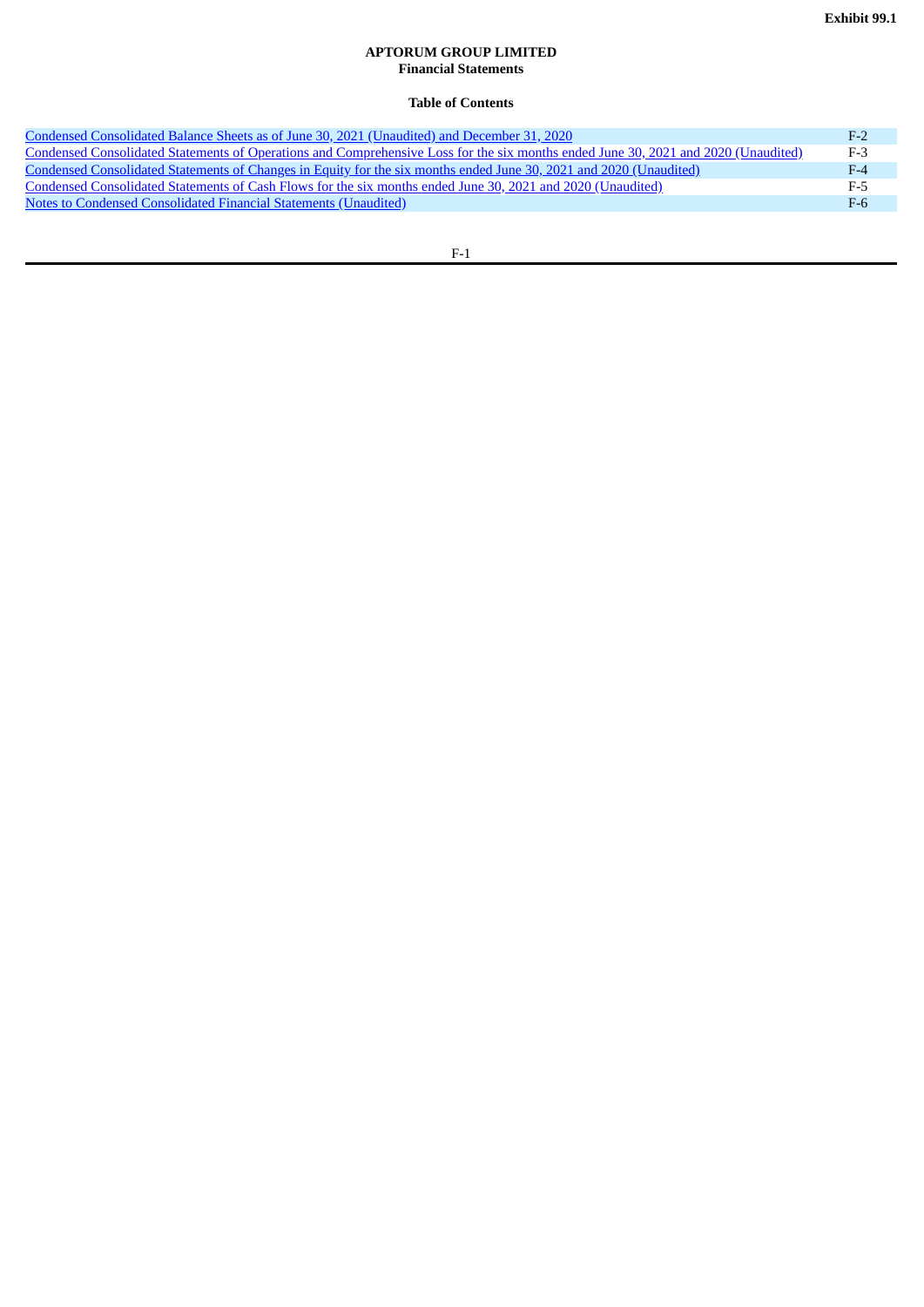**Exhibit 99.1**

**APTORUM GROUP LIMITED**
**Financial Statements**

**Table of Contents**

| | |
|---|---|
| Condensed Consolidated Balance Sheets as of June 30, 2021 (Unaudited) and December 31, 2020 | F-2 |
| Condensed Consolidated Statements of Operations and Comprehensive Loss for the six months ended June 30, 2021 and 2020 (Unaudited) | F-3 |
| Condensed Consolidated Statements of Changes in Equity for the six months ended June 30, 2021 and 2020 (Unaudited) | F-4 |
| Condensed Consolidated Statements of Cash Flows for the six months ended June 30, 2021 and 2020 (Unaudited) | F-5 |
| Notes to Condensed Consolidated Financial Statements (Unaudited) | F-6 |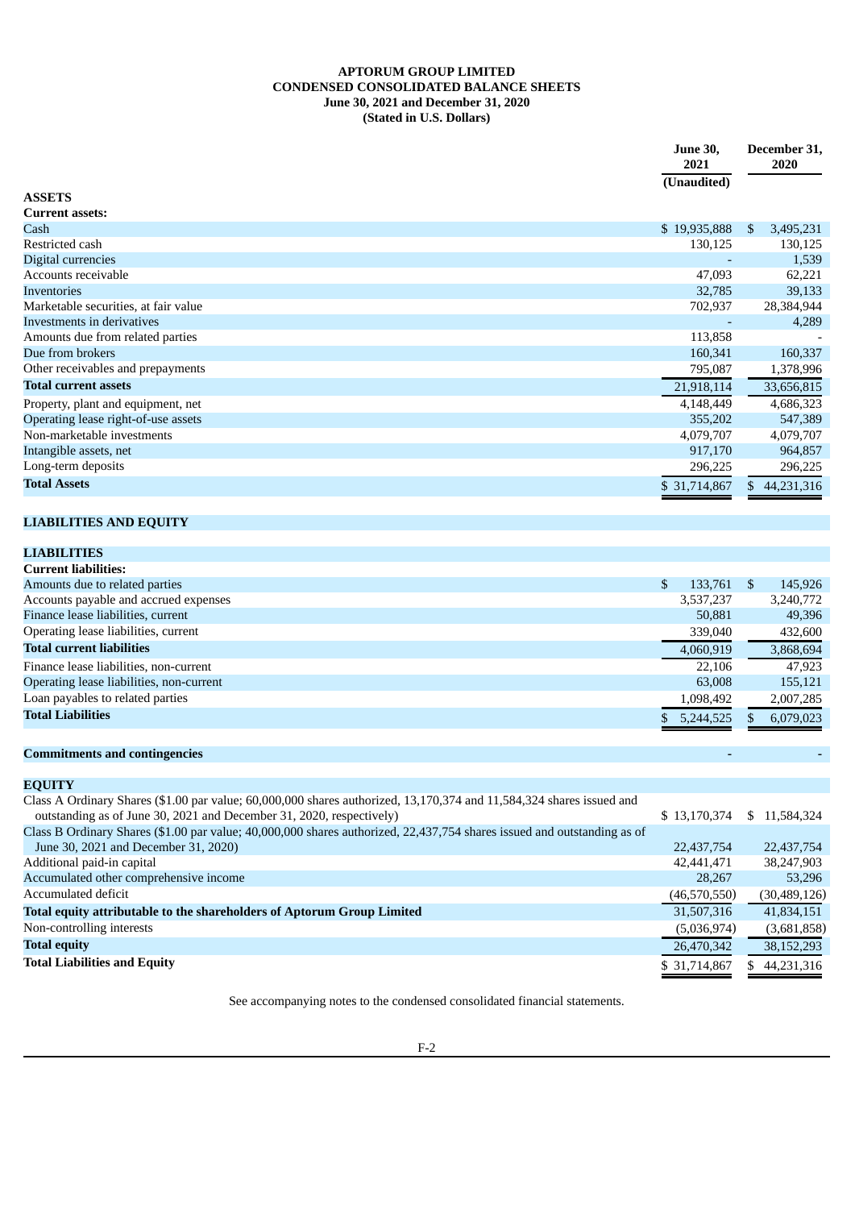**APTORUM GROUP LIMITED**
**CONDENSED CONSOLIDATED BALANCE SHEETS**
**June 30, 2021 and December 31, 2020**
**(Stated in U.S. Dollars)**

| | June 30, 2021 (Unaudited) | December 31, 2020 |
|---|---|---|
| **ASSETS** | | |
| **Current assets:** | | |
| Cash | $ 19,935,888 | $ 3,495,231 |
| Restricted cash | 130,125 | 130,125 |
| Digital currencies | - | 1,539 |
| Accounts receivable | 47,093 | 62,221 |
| Inventories | 32,785 | 39,133 |
| Marketable securities, at fair value | 702,937 | 28,384,944 |
| Investments in derivatives | - | 4,289 |
| Amounts due from related parties | 113,858 | - |
| Due from brokers | 160,341 | 160,337 |
| Other receivables and prepayments | 795,087 | 1,378,996 |
| **Total current assets** | 21,918,114 | 33,656,815 |
| Property, plant and equipment, net | 4,148,449 | 4,686,323 |
| Operating lease right-of-use assets | 355,202 | 547,389 |
| Non-marketable investments | 4,079,707 | 4,079,707 |
| Intangible assets, net | 917,170 | 964,857 |
| Long-term deposits | 296,225 | 296,225 |
| **Total Assets** | $ 31,714,867 | $ 44,231,316 |
| | | |
| **LIABILITIES AND EQUITY** | | |
| | | |
| **LIABILITIES** | | |
| **Current liabilities:** | | |
| Amounts due to related parties | $ 133,761 | $ 145,926 |
| Accounts payable and accrued expenses | 3,537,237 | 3,240,772 |
| Finance lease liabilities, current | 50,881 | 49,396 |
| Operating lease liabilities, current | 339,040 | 432,600 |
| **Total current liabilities** | 4,060,919 | 3,868,694 |
| Finance lease liabilities, non-current | 22,106 | 47,923 |
| Operating lease liabilities, non-current | 63,008 | 155,121 |
| Loan payables to related parties | 1,098,492 | 2,007,285 |
| **Total Liabilities** | $ 5,244,525 | $ 6,079,023 |
| | | |
| **Commitments and contingencies** | - | - |
| | | |
| **EQUITY** | | |
| Class A Ordinary Shares ($1.00 par value; 60,000,000 shares authorized, 13,170,374 and 11,584,324 shares issued and outstanding as of June 30, 2021 and December 31, 2020, respectively) | $ 13,170,374 | $ 11,584,324 |
| Class B Ordinary Shares ($1.00 par value; 40,000,000 shares authorized, 22,437,754 shares issued and outstanding as of June 30, 2021 and December 31, 2020) | 22,437,754 | 22,437,754 |
| Additional paid-in capital | 42,441,471 | 38,247,903 |
| Accumulated other comprehensive income | 28,267 | 53,296 |
| Accumulated deficit | (46,570,550) | (30,489,126) |
| **Total equity attributable to the shareholders of Aptorum Group Limited** | 31,507,316 | 41,834,151 |
| Non-controlling interests | (5,036,974) | (3,681,858) |
| **Total equity** | 26,470,342 | 38,152,293 |
| **Total Liabilities and Equity** | $ 31,714,867 | $ 44,231,316 |

See accompanying notes to the condensed consolidated financial statements.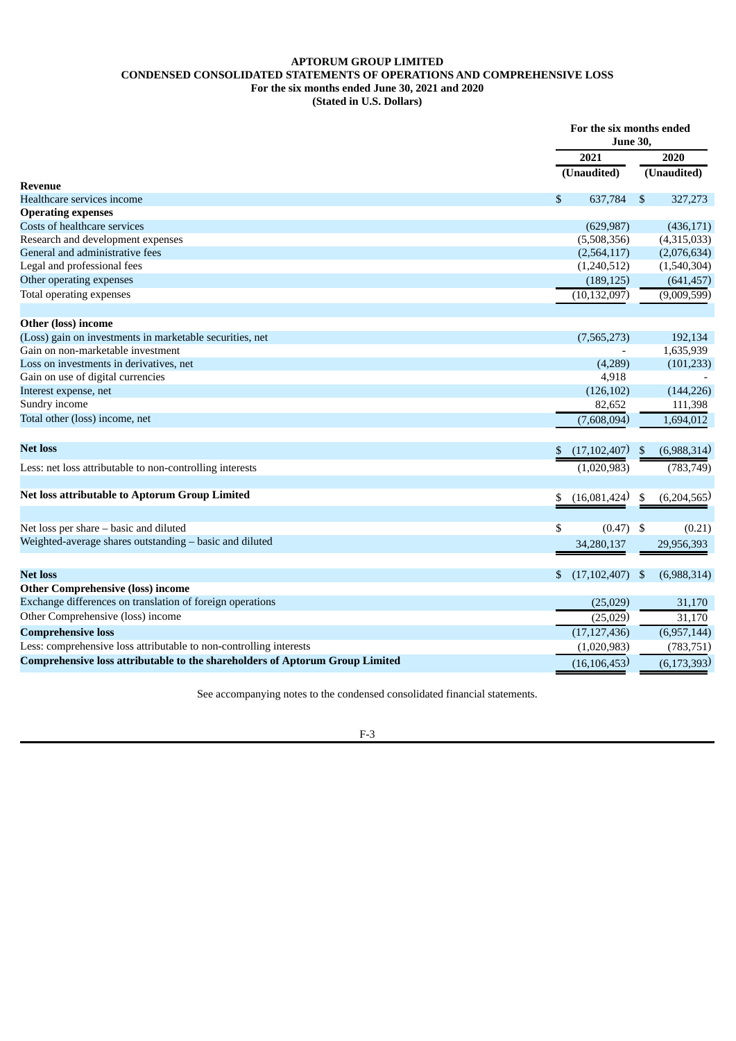**APTORUM GROUP LIMITED**
**CONDENSED CONSOLIDATED STATEMENTS OF OPERATIONS AND COMPREHENSIVE LOSS**
**For the six months ended June 30, 2021 and 2020**
**(Stated in U.S. Dollars)**

| | For the six months ended June 30, | |
|---|---|---|
| | 2021 | 2020 |
| | (Unaudited) | (Unaudited) |
| **Revenue** | | |
| Healthcare services income | $ 637,784 | $ 327,273 |
| **Operating expenses** | | |
| Costs of healthcare services | (629,987) | (436,171) |
| Research and development expenses | (5,508,356) | (4,315,033) |
| General and administrative fees | (2,564,117) | (2,076,634) |
| Legal and professional fees | (1,240,512) | (1,540,304) |
| Other operating expenses | (189,125) | (641,457) |
| Total operating expenses | (10,132,097) | (9,009,599) |
| | | |
| **Other (loss) income** | | |
| (Loss) gain on investments in marketable securities, net | (7,565,273) | 192,134 |
| Gain on non-marketable investment | - | 1,635,939 |
| Loss on investments in derivatives, net | (4,289) | (101,233) |
| Gain on use of digital currencies | 4,918 | - |
| Interest expense, net | (126,102) | (144,226) |
| Sundry income | 82,652 | 111,398 |
| Total other (loss) income, net | (7,608,094) | 1,694,012 |
| | | |
| **Net loss** | $ (17,102,407) | $ (6,988,314) |
| Less: net loss attributable to non-controlling interests | (1,020,983) | (783,749) |
| | | |
| **Net loss attributable to Aptorum Group Limited** | $ (16,081,424) | $ (6,204,565) |
| | | |
| Net loss per share – basic and diluted | $ (0.47) | $ (0.21) |
| Weighted-average shares outstanding – basic and diluted | 34,280,137 | 29,956,393 |
| | | |
| **Net loss** | $ (17,102,407) | $ (6,988,314) |
| **Other Comprehensive (loss) income** | | |
| Exchange differences on translation of foreign operations | (25,029) | 31,170 |
| Other Comprehensive (loss) income | (25,029) | 31,170 |
| **Comprehensive loss** | (17,127,436) | (6,957,144) |
| Less: comprehensive loss attributable to non-controlling interests | (1,020,983) | (783,751) |
| **Comprehensive loss attributable to the shareholders of Aptorum Group Limited** | (16,106,453) | (6,173,393) |

See accompanying notes to the condensed consolidated financial statements.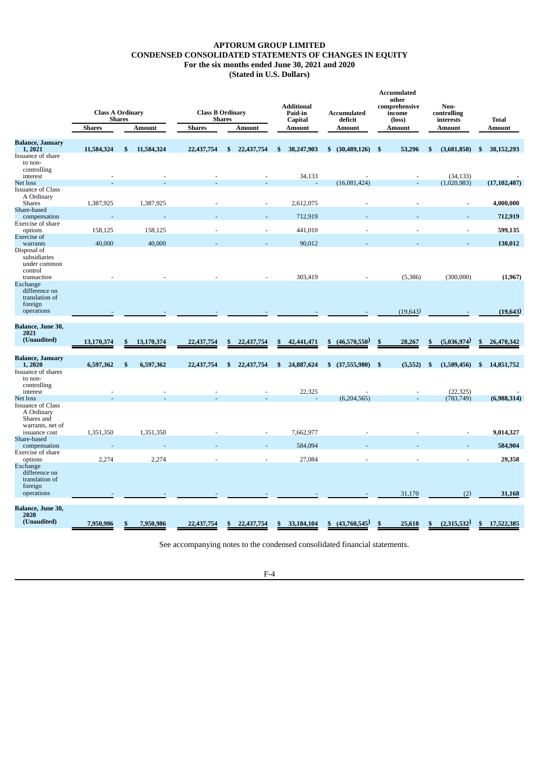# APTORUM GROUP LIMITED
## CONDENSED CONSOLIDATED STATEMENTS OF CHANGES IN EQUITY
### For the six months ended June 30, 2021 and 2020
### (Stated in U.S. Dollars)

| | Class A Ordinary Shares | | Class B Ordinary Shares | | Additional Paid-in Capital | Accumulated deficit | Accumulated other comprehensive income (loss) | Non-controlling interests | Total |
|---|---|---|---|---|---|---|---|---|---|
| | Shares | Amount | Shares | Amount | Amount | Amount | Amount | Amount | Amount |
| **Balance, January 1, 2021** | **11,584,324** | **$ 11,584,324** | **22,437,754** | **$ 22,437,754** | **$ 38,247,903** | **$ (30,489,126)** | **$ 53,296** | **$ (3,681,858)** | **$ 38,152,293** |
| Issuance of share to non-controlling interest | - | - | - | - | 34,133 | - | - | (34,133) | - |
| Net loss | - | - | - | - | - | (16,081,424) | - | (1,020,983) | **(17,102,407)** |
| Issuance of Class A Ordinary Shares | 1,387,925 | 1,387,925 | - | - | 2,612,075 | - | - | - | **4,000,000** |
| Share-based compensation | - | - | - | - | 712,919 | - | - | - | **712,919** |
| Exercise of share options | 158,125 | 158,125 | - | - | 441,010 | - | - | - | **599,135** |
| Exercise of warrants | 40,000 | 40,000 | - | - | 90,012 | - | - | - | **130,012** |
| Disposal of subsidiaries under common control transaction | - | - | - | - | 303,419 | - | (5,386) | (300,000) | **(1,967)** |
| Exchange difference on translation of foreign operations | - | - | - | - | - | - | (19,643) | - | **(19,643)** |
| **Balance, June 30, 2021 (Unaudited)** | **13,170,374** | **$ 13,170,374** | **22,437,754** | **$ 22,437,754** | **$ 42,441,471** | **$ (46,570,550)** | **$ 28,267** | **$ (5,036,974)** | **$ 26,470,342** |
| **Balance, January 1, 2020** | **6,597,362** | **$ 6,597,362** | **22,437,754** | **$ 22,437,754** | **$ 24,887,624** | **$ (37,555,980)** | **$ (5,552)** | **$ (1,509,456)** | **$ 14,851,752** |
| Issuance of shares to non-controlling interest | - | - | - | - | 22,325 | - | - | (22,325) | - |
| Net loss | - | - | - | - | - | (6,204,565) | - | (783,749) | **(6,988,314)** |
| Issuance of Class A Ordinary Shares and warrants, net of issuance cost | 1,351,350 | 1,351,350 | - | - | 7,662,977 | - | - | - | **9,014,327** |
| Share-based compensation | - | - | - | - | 584,094 | - | - | - | **584,904** |
| Exercise of share options | 2,274 | 2,274 | - | - | 27,084 | - | - | - | **29,358** |
| Exchange difference on translation of foreign operations | - | - | - | - | - | - | 31,170 | (2) | **31,168** |
| **Balance, June 30, 2020 (Unaudited)** | **7,950,986** | **$ 7,950,986** | **22,437,754** | **$ 22,437,754** | **$ 33,184,104** | **$ (43,760,545)** | **$ 25,618** | **$ (2,315,532)** | **$ 17,522,385** |

See accompanying notes to the condensed consolidated financial statements.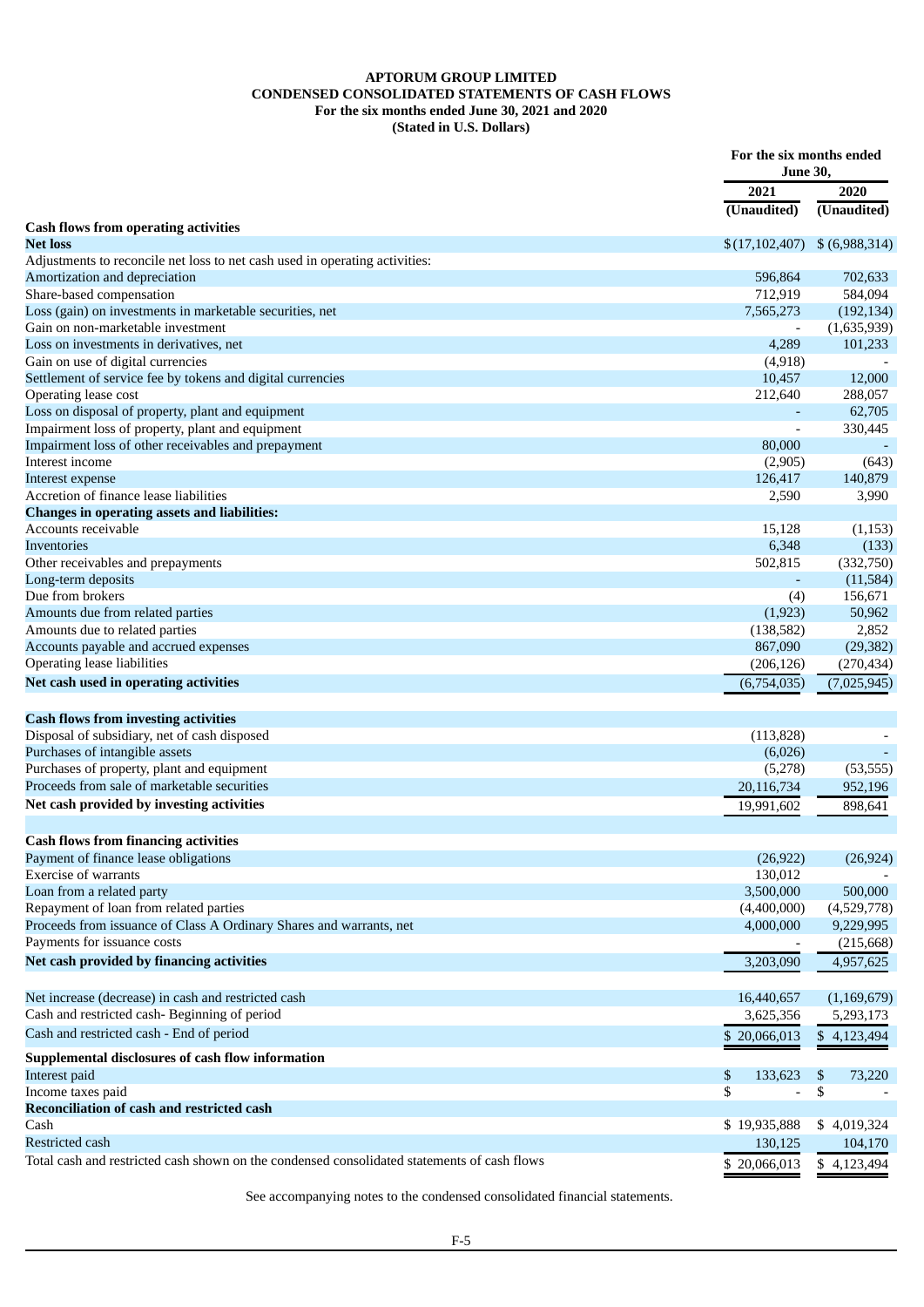**APTORUM GROUP LIMITED**
**CONDENSED CONSOLIDATED STATEMENTS OF CASH FLOWS**
**For the six months ended June 30, 2021 and 2020**
**(Stated in U.S. Dollars)**

| | For the six months ended June 30, | |
|---|---|---|
| | 2021 | 2020 |
| | (Unaudited) | (Unaudited) |
| **Cash flows from operating activities** | | |
| **Net loss** | $(17,102,407) | $ (6,988,314) |
| Adjustments to reconcile net loss to net cash used in operating activities: | | |
| Amortization and depreciation | 596,864 | 702,633 |
| Share-based compensation | 712,919 | 584,094 |
| Loss (gain) on investments in marketable securities, net | 7,565,273 | (192,134) |
| Gain on non-marketable investment | - | (1,635,939) |
| Loss on investments in derivatives, net | 4,289 | 101,233 |
| Gain on use of digital currencies | (4,918) | - |
| Settlement of service fee by tokens and digital currencies | 10,457 | 12,000 |
| Operating lease cost | 212,640 | 288,057 |
| Loss on disposal of property, plant and equipment | - | 62,705 |
| Impairment loss of property, plant and equipment | - | 330,445 |
| Impairment loss of other receivables and prepayment | 80,000 | - |
| Interest income | (2,905) | (643) |
| Interest expense | 126,417 | 140,879 |
| Accretion of finance lease liabilities | 2,590 | 3,990 |
| **Changes in operating assets and liabilities:** | | |
| Accounts receivable | 15,128 | (1,153) |
| Inventories | 6,348 | (133) |
| Other receivables and prepayments | 502,815 | (332,750) |
| Long-term deposits | - | (11,584) |
| Due from brokers | (4) | 156,671 |
| Amounts due from related parties | (1,923) | 50,962 |
| Amounts due to related parties | (138,582) | 2,852 |
| Accounts payable and accrued expenses | 867,090 | (29,382) |
| Operating lease liabilities | (206,126) | (270,434) |
| **Net cash used in operating activities** | (6,754,035) | (7,025,945) |
| | | |
| **Cash flows from investing activities** | | |
| Disposal of subsidiary, net of cash disposed | (113,828) | - |
| Purchases of intangible assets | (6,026) | - |
| Purchases of property, plant and equipment | (5,278) | (53,555) |
| Proceeds from sale of marketable securities | 20,116,734 | 952,196 |
| **Net cash provided by investing activities** | 19,991,602 | 898,641 |
| | | |
| **Cash flows from financing activities** | | |
| Payment of finance lease obligations | (26,922) | (26,924) |
| Exercise of warrants | 130,012 | - |
| Loan from a related party | 3,500,000 | 500,000 |
| Repayment of loan from related parties | (4,400,000) | (4,529,778) |
| Proceeds from issuance of Class A Ordinary Shares and warrants, net | 4,000,000 | 9,229,995 |
| Payments for issuance costs | - | (215,668) |
| **Net cash provided by financing activities** | 3,203,090 | 4,957,625 |
| | | |
| Net increase (decrease) in cash and restricted cash | 16,440,657 | (1,169,679) |
| Cash and restricted cash- Beginning of period | 3,625,356 | 5,293,173 |
| Cash and restricted cash - End of period | $ 20,066,013 | $ 4,123,494 |
| **Supplemental disclosures of cash flow information** | | |
| Interest paid | $ 133,623 | $ 73,220 |
| Income taxes paid | $ - | $ - |
| **Reconciliation of cash and restricted cash** | | |
| Cash | $ 19,935,888 | $ 4,019,324 |
| Restricted cash | 130,125 | 104,170 |
| Total cash and restricted cash shown on the condensed consolidated statements of cash flows | $ 20,066,013 | $ 4,123,494 |

See accompanying notes to the condensed consolidated financial statements.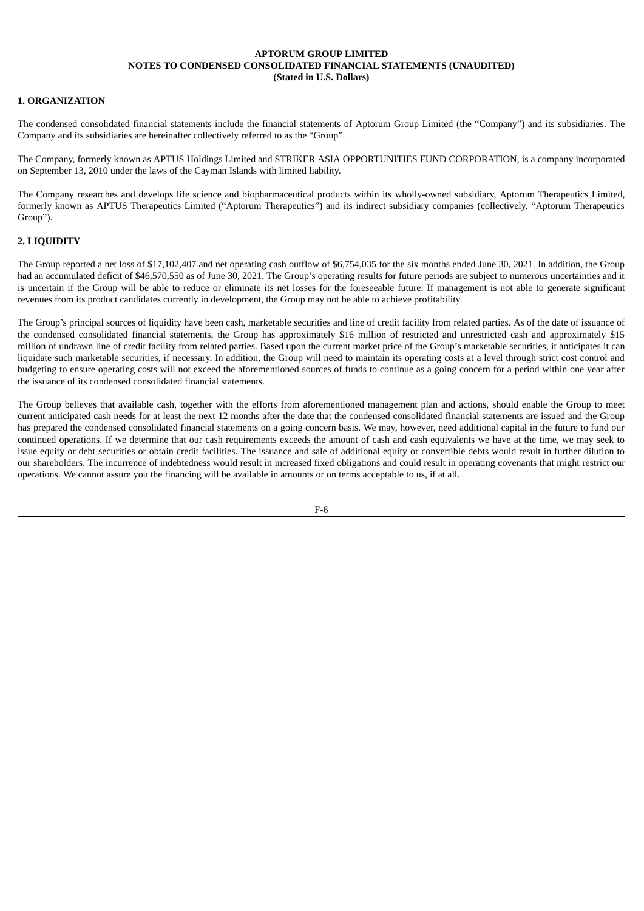**APTORUM GROUP LIMITED**
**NOTES TO CONDENSED CONSOLIDATED FINANCIAL STATEMENTS (UNAUDITED)**
**(Stated in U.S. Dollars)**

## 1. ORGANIZATION

The condensed consolidated financial statements include the financial statements of Aptorum Group Limited (the "Company") and its subsidiaries. The Company and its subsidiaries are hereinafter collectively referred to as the "Group".

The Company, formerly known as APTUS Holdings Limited and STRIKER ASIA OPPORTUNITIES FUND CORPORATION, is a company incorporated on September 13, 2010 under the laws of the Cayman Islands with limited liability.

The Company researches and develops life science and biopharmaceutical products within its wholly-owned subsidiary, Aptorum Therapeutics Limited, formerly known as APTUS Therapeutics Limited ("Aptorum Therapeutics") and its indirect subsidiary companies (collectively, "Aptorum Therapeutics Group").

## 2. LIQUIDITY

The Group reported a net loss of $17,102,407 and net operating cash outflow of $6,754,035 for the six months ended June 30, 2021. In addition, the Group had an accumulated deficit of $46,570,550 as of June 30, 2021. The Group's operating results for future periods are subject to numerous uncertainties and it is uncertain if the Group will be able to reduce or eliminate its net losses for the foreseeable future. If management is not able to generate significant revenues from its product candidates currently in development, the Group may not be able to achieve profitability.

The Group's principal sources of liquidity have been cash, marketable securities and line of credit facility from related parties. As of the date of issuance of the condensed consolidated financial statements, the Group has approximately $16 million of restricted and unrestricted cash and approximately $15 million of undrawn line of credit facility from related parties. Based upon the current market price of the Group's marketable securities, it anticipates it can liquidate such marketable securities, if necessary. In addition, the Group will need to maintain its operating costs at a level through strict cost control and budgeting to ensure operating costs will not exceed the aforementioned sources of funds to continue as a going concern for a period within one year after the issuance of its condensed consolidated financial statements.

The Group believes that available cash, together with the efforts from aforementioned management plan and actions, should enable the Group to meet current anticipated cash needs for at least the next 12 months after the date that the condensed consolidated financial statements are issued and the Group has prepared the condensed consolidated financial statements on a going concern basis. We may, however, need additional capital in the future to fund our continued operations. If we determine that our cash requirements exceeds the amount of cash and cash equivalents we have at the time, we may seek to issue equity or debt securities or obtain credit facilities. The issuance and sale of additional equity or convertible debts would result in further dilution to our shareholders. The incurrence of indebtedness would result in increased fixed obligations and could result in operating covenants that might restrict our operations. We cannot assure you the financing will be available in amounts or on terms acceptable to us, if at all.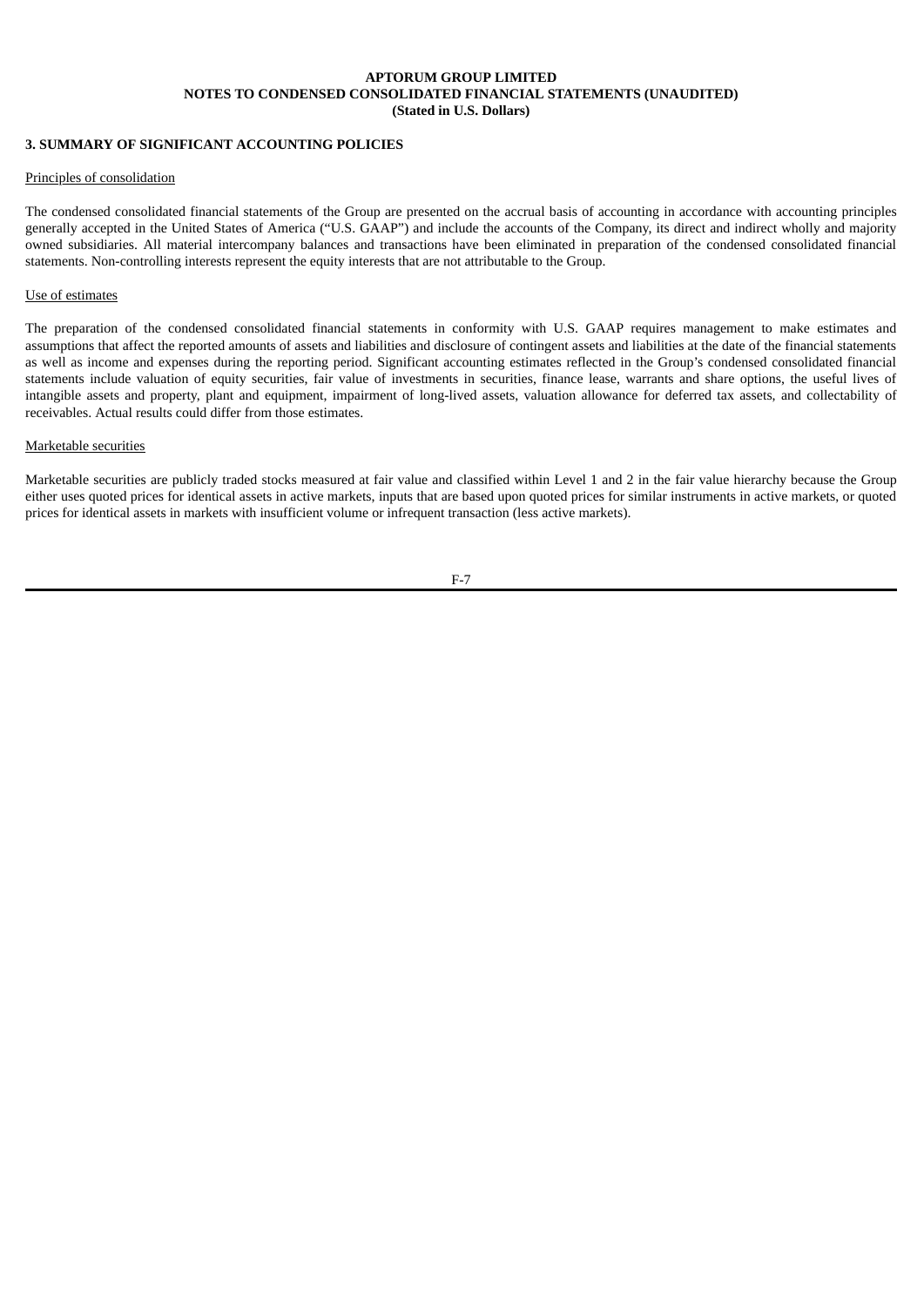**APTORUM GROUP LIMITED**
**NOTES TO CONDENSED CONSOLIDATED FINANCIAL STATEMENTS (UNAUDITED)**
**(Stated in U.S. Dollars)**

## 3. SUMMARY OF SIGNIFICANT ACCOUNTING POLICIES

Principles of consolidation

The condensed consolidated financial statements of the Group are presented on the accrual basis of accounting in accordance with accounting principles generally accepted in the United States of America ("U.S. GAAP") and include the accounts of the Company, its direct and indirect wholly and majority owned subsidiaries. All material intercompany balances and transactions have been eliminated in preparation of the condensed consolidated financial statements. Non-controlling interests represent the equity interests that are not attributable to the Group.

Use of estimates

The preparation of the condensed consolidated financial statements in conformity with U.S. GAAP requires management to make estimates and assumptions that affect the reported amounts of assets and liabilities and disclosure of contingent assets and liabilities at the date of the financial statements as well as income and expenses during the reporting period. Significant accounting estimates reflected in the Group's condensed consolidated financial statements include valuation of equity securities, fair value of investments in securities, finance lease, warrants and share options, the useful lives of intangible assets and property, plant and equipment, impairment of long-lived assets, valuation allowance for deferred tax assets, and collectability of receivables. Actual results could differ from those estimates.

Marketable securities

Marketable securities are publicly traded stocks measured at fair value and classified within Level 1 and 2 in the fair value hierarchy because the Group either uses quoted prices for identical assets in active markets, inputs that are based upon quoted prices for similar instruments in active markets, or quoted prices for identical assets in markets with insufficient volume or infrequent transaction (less active markets).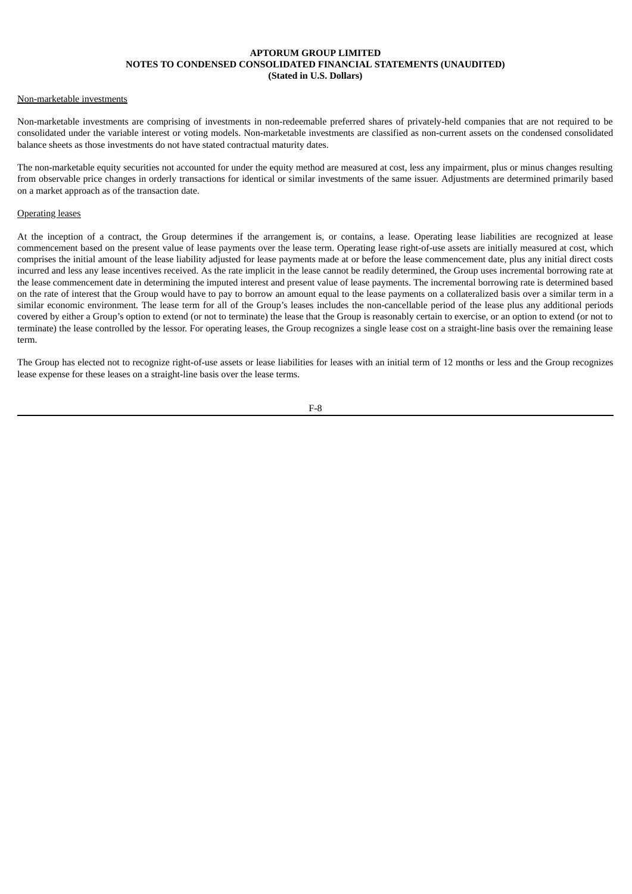Non-marketable investments

Non-marketable investments are comprising of investments in non-redeemable preferred shares of privately-held companies that are not required to be consolidated under the variable interest or voting models. Non-marketable investments are classified as non-current assets on the condensed consolidated balance sheets as those investments do not have stated contractual maturity dates.

The non-marketable equity securities not accounted for under the equity method are measured at cost, less any impairment, plus or minus changes resulting from observable price changes in orderly transactions for identical or similar investments of the same issuer. Adjustments are determined primarily based on a market approach as of the transaction date.

Operating leases

At the inception of a contract, the Group determines if the arrangement is, or contains, a lease. Operating lease liabilities are recognized at lease commencement based on the present value of lease payments over the lease term. Operating lease right-of-use assets are initially measured at cost, which comprises the initial amount of the lease liability adjusted for lease payments made at or before the lease commencement date, plus any initial direct costs incurred and less any lease incentives received. As the rate implicit in the lease cannot be readily determined, the Group uses incremental borrowing rate at the lease commencement date in determining the imputed interest and present value of lease payments. The incremental borrowing rate is determined based on the rate of interest that the Group would have to pay to borrow an amount equal to the lease payments on a collateralized basis over a similar term in a similar economic environment. The lease term for all of the Group's leases includes the non-cancellable period of the lease plus any additional periods covered by either a Group's option to extend (or not to terminate) the lease that the Group is reasonably certain to exercise, or an option to extend (or not to terminate) the lease controlled by the lessor. For operating leases, the Group recognizes a single lease cost on a straight-line basis over the remaining lease term.

The Group has elected not to recognize right-of-use assets or lease liabilities for leases with an initial term of 12 months or less and the Group recognizes lease expense for these leases on a straight-line basis over the lease terms.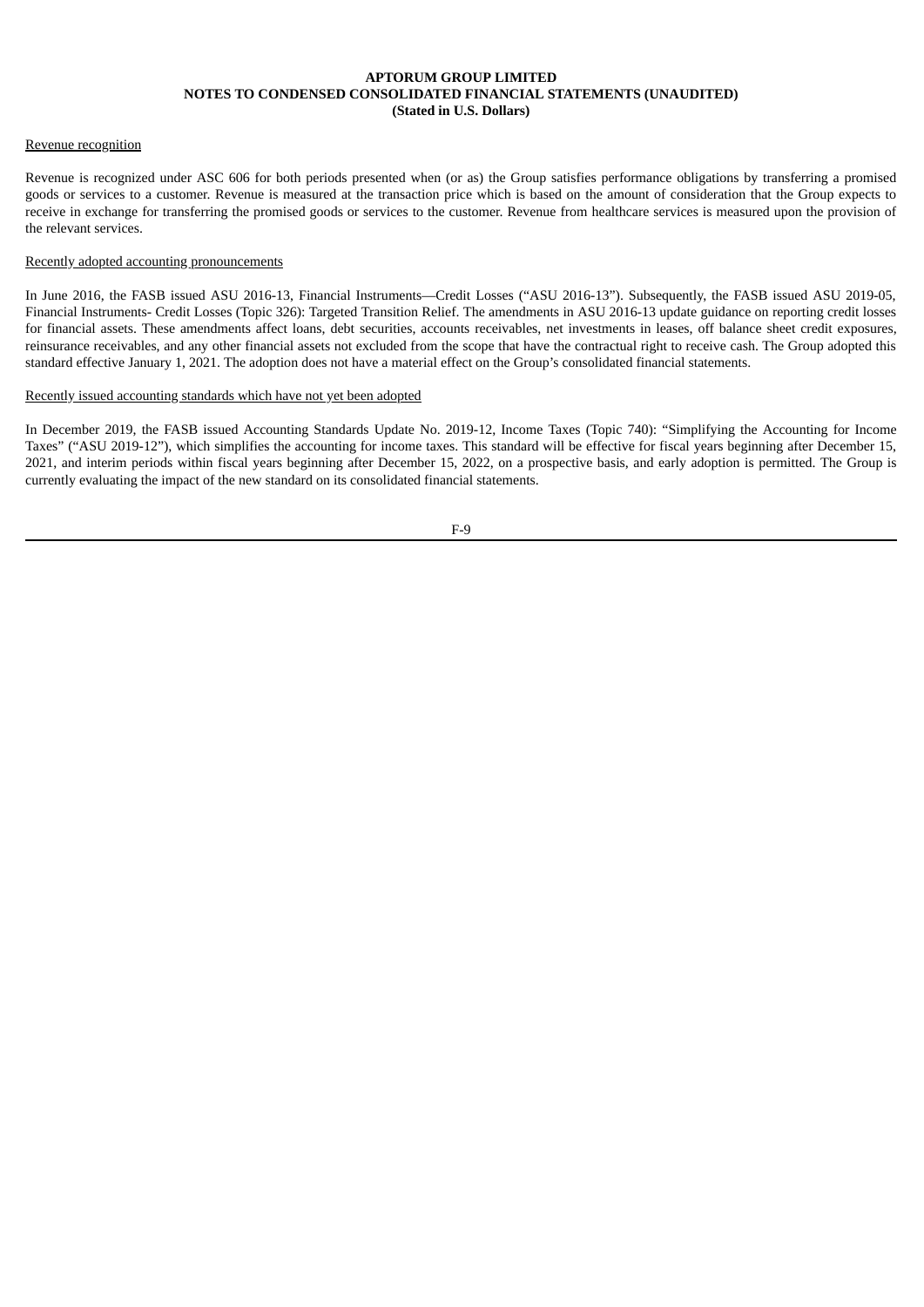Revenue recognition

Revenue is recognized under ASC 606 for both periods presented when (or as) the Group satisfies performance obligations by transferring a promised goods or services to a customer. Revenue is measured at the transaction price which is based on the amount of consideration that the Group expects to receive in exchange for transferring the promised goods or services to the customer. Revenue from healthcare services is measured upon the provision of the relevant services.

Recently adopted accounting pronouncements

In June 2016, the FASB issued ASU 2016-13, Financial Instruments—Credit Losses ("ASU 2016-13"). Subsequently, the FASB issued ASU 2019-05, Financial Instruments- Credit Losses (Topic 326): Targeted Transition Relief. The amendments in ASU 2016-13 update guidance on reporting credit losses for financial assets. These amendments affect loans, debt securities, accounts receivables, net investments in leases, off balance sheet credit exposures, reinsurance receivables, and any other financial assets not excluded from the scope that have the contractual right to receive cash. The Group adopted this standard effective January 1, 2021. The adoption does not have a material effect on the Group's consolidated financial statements.

Recently issued accounting standards which have not yet been adopted

In December 2019, the FASB issued Accounting Standards Update No. 2019-12, Income Taxes (Topic 740): "Simplifying the Accounting for Income Taxes" ("ASU 2019-12"), which simplifies the accounting for income taxes. This standard will be effective for fiscal years beginning after December 15, 2021, and interim periods within fiscal years beginning after December 15, 2022, on a prospective basis, and early adoption is permitted. The Group is currently evaluating the impact of the new standard on its consolidated financial statements.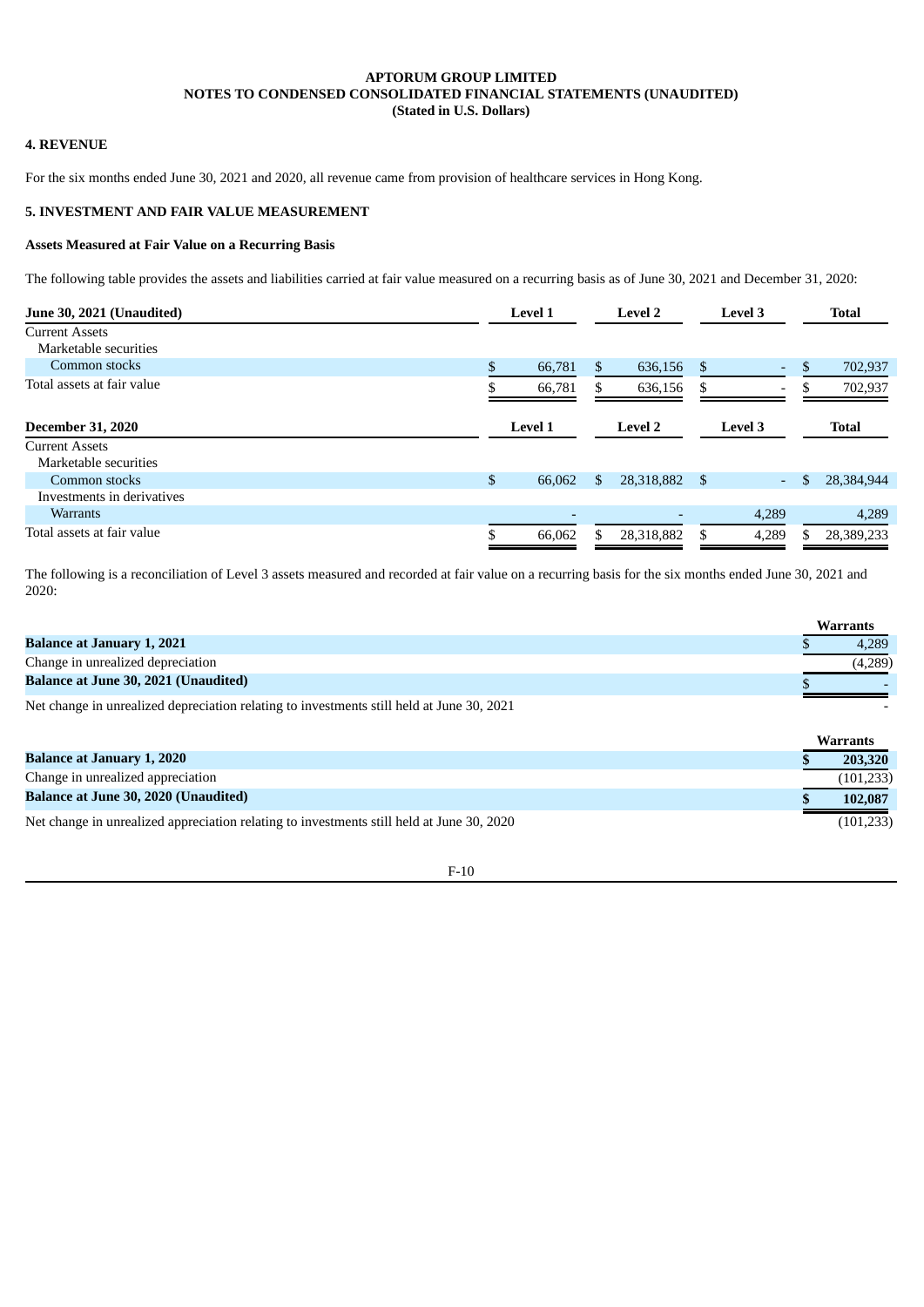APTORUM GROUP LIMITED
NOTES TO CONDENSED CONSOLIDATED FINANCIAL STATEMENTS (UNAUDITED)
(Stated in U.S. Dollars)

## 4. REVENUE

For the six months ended June 30, 2021 and 2020, all revenue came from provision of healthcare services in Hong Kong.

## 5. INVESTMENT AND FAIR VALUE MEASUREMENT

### Assets Measured at Fair Value on a Recurring Basis

The following table provides the assets and liabilities carried at fair value measured on a recurring basis as of June 30, 2021 and December 31, 2020:

| June 30, 2021 (Unaudited) | Level 1 | Level 2 | Level 3 | Total |
|---|---|---|---|---|
| Current Assets | | | | |
| Marketable securities | | | | |
| Common stocks | $ 66,781 | $ 636,156 | $ - | $ 702,937 |
| Total assets at fair value | $ 66,781 | $ 636,156 | $ - | $ 702,937 |

| December 31, 2020 | Level 1 | Level 2 | Level 3 | Total |
|---|---|---|---|---|
| Current Assets | | | | |
| Marketable securities | | | | |
| Common stocks | $ 66,062 | $ 28,318,882 | $ - | $ 28,384,944 |
| Investments in derivatives | | | | |
| Warrants | - | - | 4,289 | 4,289 |
| Total assets at fair value | $ 66,062 | $ 28,318,882 | $ 4,289 | $ 28,389,233 |

The following is a reconciliation of Level 3 assets measured and recorded at fair value on a recurring basis for the six months ended June 30, 2021 and 2020:

| | Warrants |
|---|---|
| **Balance at January 1, 2021** | $ 4,289 |
| Change in unrealized depreciation | (4,289) |
| **Balance at June 30, 2021 (Unaudited)** | $ - |
| Net change in unrealized depreciation relating to investments still held at June 30, 2021 | - |

| | Warrants |
|---|---|
| **Balance at January 1, 2020** | **$ 203,320** |
| Change in unrealized appreciation | (101,233) |
| **Balance at June 30, 2020 (Unaudited)** | **$ 102,087** |
| Net change in unrealized appreciation relating to investments still held at June 30, 2020 | (101,233) |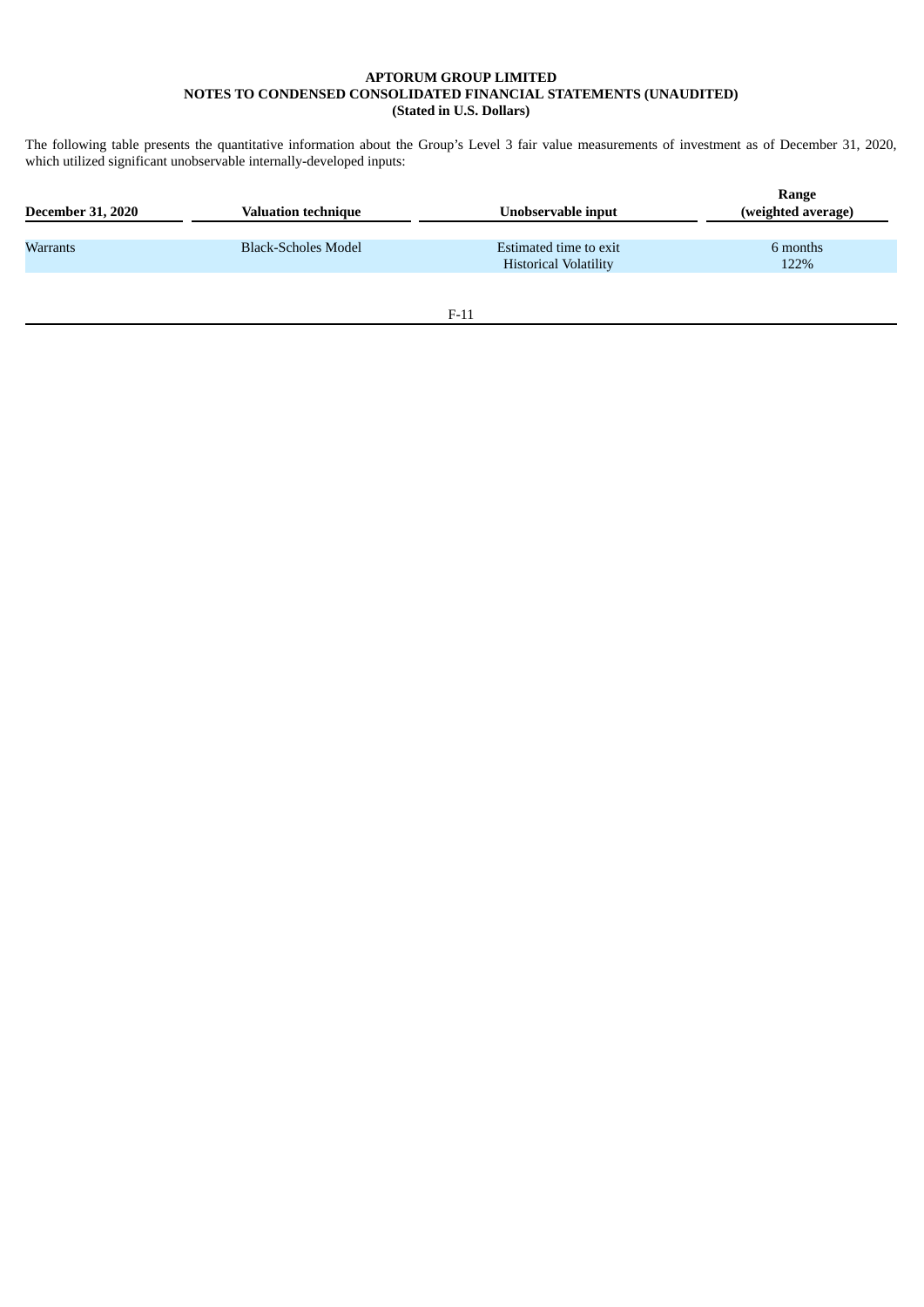The following table presents the quantitative information about the Group's Level 3 fair value measurements of investment as of December 31, 2020, which utilized significant unobservable internally-developed inputs:

| December 31, 2020 | Valuation technique | Unobservable input | Range (weighted average) |
|---|---|---|---|
| Warrants | Black-Scholes Model | Estimated time to exit | 6 months |
| | | Historical Volatility | 122% |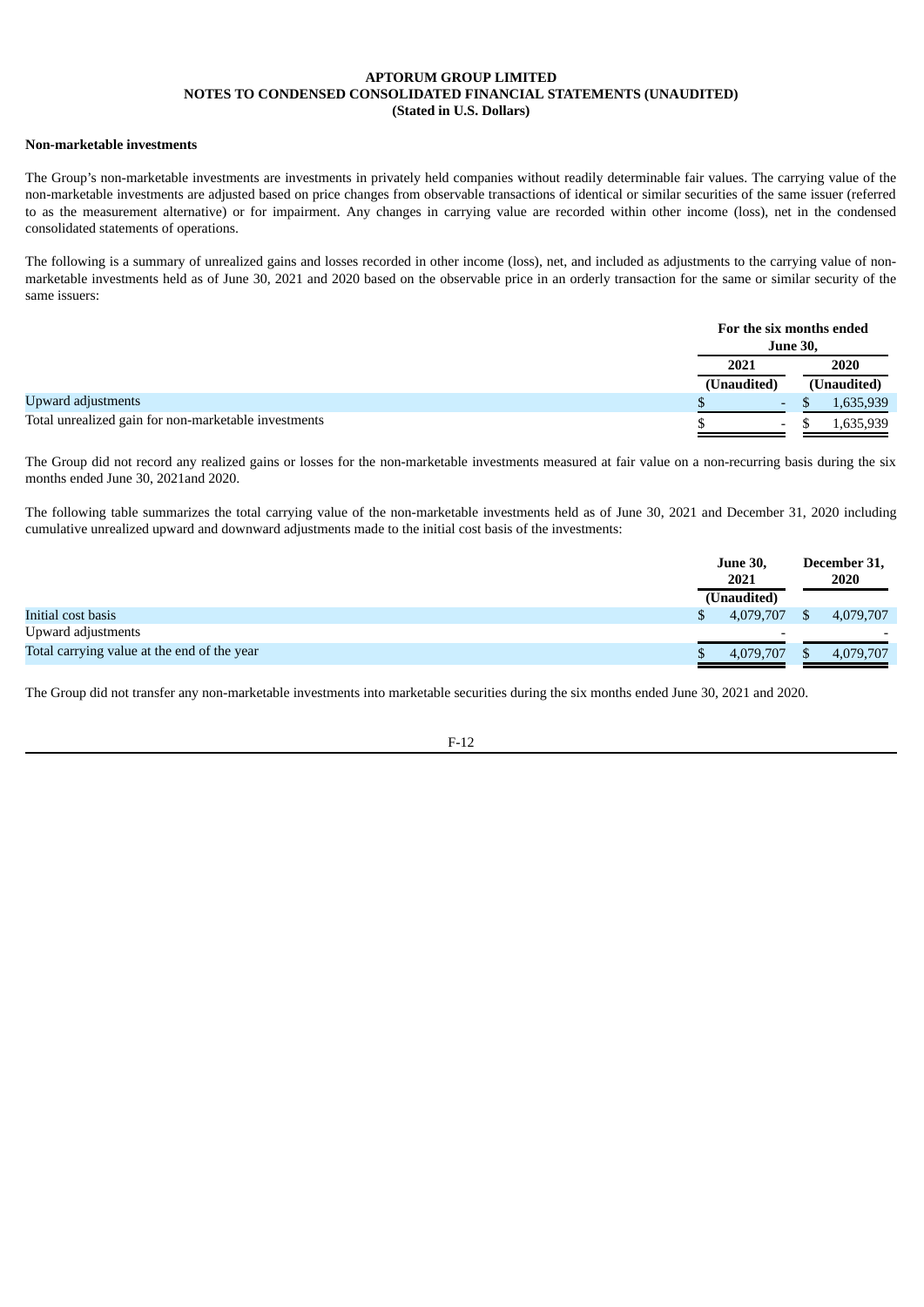**APTORUM GROUP LIMITED**
**NOTES TO CONDENSED CONSOLIDATED FINANCIAL STATEMENTS (UNAUDITED)**
**(Stated in U.S. Dollars)**

**Non-marketable investments**

The Group's non-marketable investments are investments in privately held companies without readily determinable fair values. The carrying value of the non-marketable investments are adjusted based on price changes from observable transactions of identical or similar securities of the same issuer (referred to as the measurement alternative) or for impairment. Any changes in carrying value are recorded within other income (loss), net in the condensed consolidated statements of operations.

The following is a summary of unrealized gains and losses recorded in other income (loss), net, and included as adjustments to the carrying value of non-marketable investments held as of June 30, 2021 and 2020 based on the observable price in an orderly transaction for the same or similar security of the same issuers:

| | For the six months ended June 30, | |
|---|---|---|
| | 2021 | 2020 |
| | (Unaudited) | (Unaudited) |
| Upward adjustments | $ - | $ 1,635,939 |
| Total unrealized gain for non-marketable investments | $ - | $ 1,635,939 |

The Group did not record any realized gains or losses for the non-marketable investments measured at fair value on a non-recurring basis during the six months ended June 30, 2021and 2020.

The following table summarizes the total carrying value of the non-marketable investments held as of June 30, 2021 and December 31, 2020 including cumulative unrealized upward and downward adjustments made to the initial cost basis of the investments:

| | June 30, 2021 | December 31, 2020 |
|---|---|---|
| | (Unaudited) | |
| Initial cost basis | $ 4,079,707 | $ 4,079,707 |
| Upward adjustments | - | - |
| Total carrying value at the end of the year | $ 4,079,707 | $ 4,079,707 |

The Group did not transfer any non-marketable investments into marketable securities during the six months ended June 30, 2021 and 2020.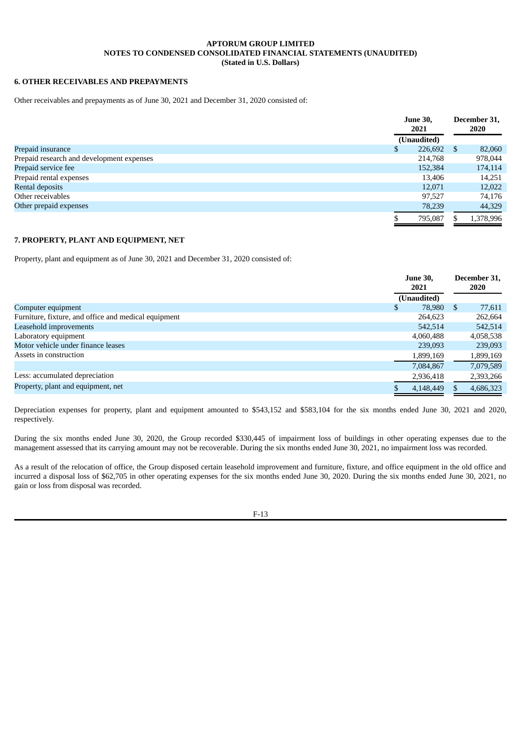**APTORUM GROUP LIMITED**
**NOTES TO CONDENSED CONSOLIDATED FINANCIAL STATEMENTS (UNAUDITED)**
**(Stated in U.S. Dollars)**

### 6. OTHER RECEIVABLES AND PREPAYMENTS

Other receivables and prepayments as of June 30, 2021 and December 31, 2020 consisted of:

| | June 30, 2021 | December 31, 2020 |
|---|---|---|
| | (Unaudited) | |
| Prepaid insurance | $ 226,692 | $ 82,060 |
| Prepaid research and development expenses | 214,768 | 978,044 |
| Prepaid service fee | 152,384 | 174,114 |
| Prepaid rental expenses | 13,406 | 14,251 |
| Rental deposits | 12,071 | 12,022 |
| Other receivables | 97,527 | 74,176 |
| Other prepaid expenses | 78,239 | 44,329 |
| | $ 795,087 | $ 1,378,996 |

### 7. PROPERTY, PLANT AND EQUIPMENT, NET

Property, plant and equipment as of June 30, 2021 and December 31, 2020 consisted of:

| | June 30, 2021 | December 31, 2020 |
|---|---|---|
| | (Unaudited) | |
| Computer equipment | $ 78,980 | $ 77,611 |
| Furniture, fixture, and office and medical equipment | 264,623 | 262,664 |
| Leasehold improvements | 542,514 | 542,514 |
| Laboratory equipment | 4,060,488 | 4,058,538 |
| Motor vehicle under finance leases | 239,093 | 239,093 |
| Assets in construction | 1,899,169 | 1,899,169 |
| | 7,084,867 | 7,079,589 |
| Less: accumulated depreciation | 2,936,418 | 2,393,266 |
| Property, plant and equipment, net | $ 4,148,449 | $ 4,686,323 |

Depreciation expenses for property, plant and equipment amounted to $543,152 and $583,104 for the six months ended June 30, 2021 and 2020, respectively.

During the six months ended June 30, 2020, the Group recorded $330,445 of impairment loss of buildings in other operating expenses due to the management assessed that its carrying amount may not be recoverable. During the six months ended June 30, 2021, no impairment loss was recorded.

As a result of the relocation of office, the Group disposed certain leasehold improvement and furniture, fixture, and office equipment in the old office and incurred a disposal loss of $62,705 in other operating expenses for the six months ended June 30, 2020. During the six months ended June 30, 2021, no gain or loss from disposal was recorded.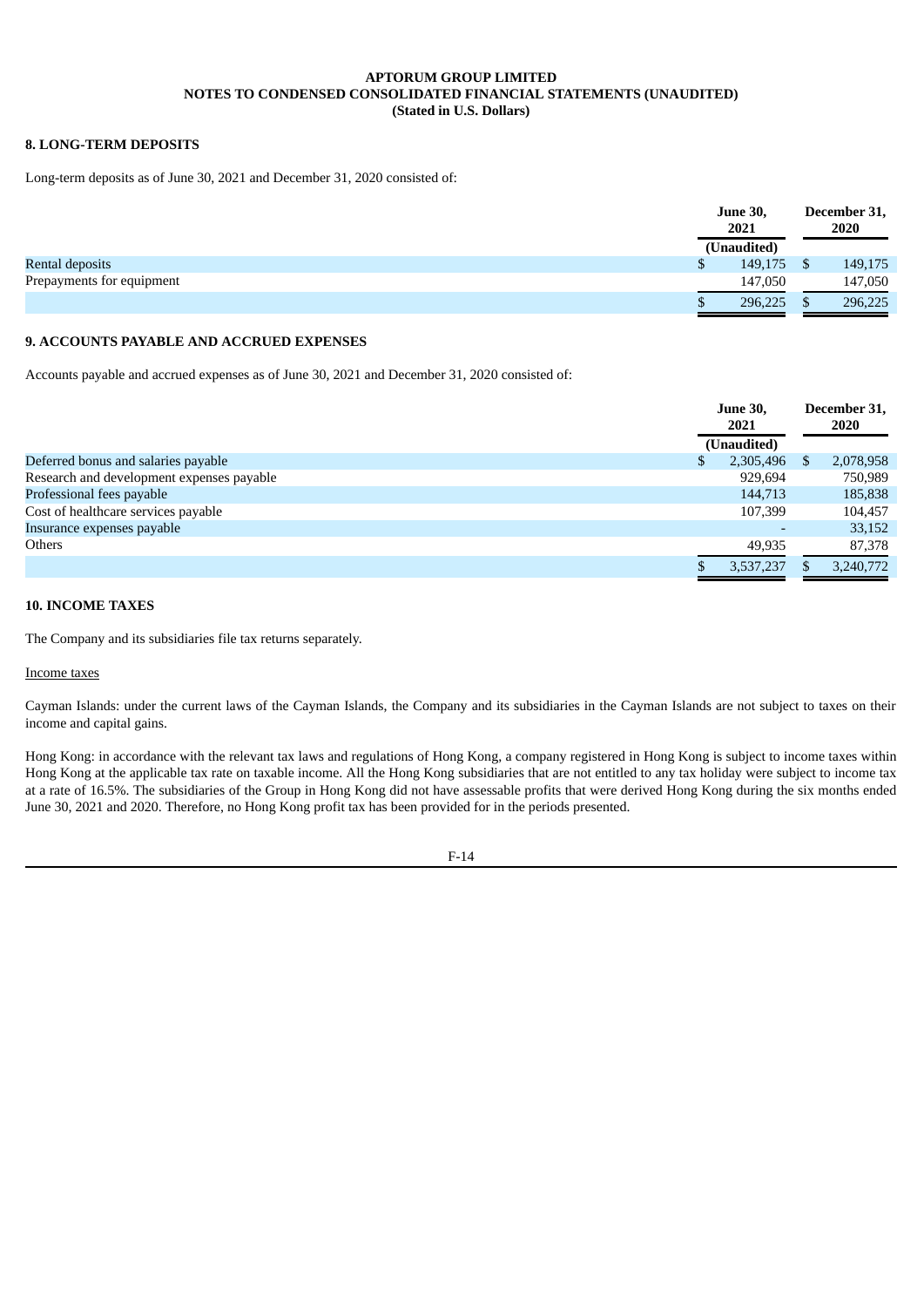**APTORUM GROUP LIMITED**
**NOTES TO CONDENSED CONSOLIDATED FINANCIAL STATEMENTS (UNAUDITED)**
**(Stated in U.S. Dollars)**

## 8. LONG-TERM DEPOSITS

Long-term deposits as of June 30, 2021 and December 31, 2020 consisted of:

| | June 30, 2021 | December 31, 2020 |
|---|---|---|
| | (Unaudited) | |
| Rental deposits | $ 149,175 | $ 149,175 |
| Prepayments for equipment | 147,050 | 147,050 |
| | $ 296,225 | $ 296,225 |

## 9. ACCOUNTS PAYABLE AND ACCRUED EXPENSES

Accounts payable and accrued expenses as of June 30, 2021 and December 31, 2020 consisted of:

| | June 30, 2021 | December 31, 2020 |
|---|---|---|
| | (Unaudited) | |
| Deferred bonus and salaries payable | $ 2,305,496 | $ 2,078,958 |
| Research and development expenses payable | 929,694 | 750,989 |
| Professional fees payable | 144,713 | 185,838 |
| Cost of healthcare services payable | 107,399 | 104,457 |
| Insurance expenses payable | - | 33,152 |
| Others | 49,935 | 87,378 |
| | $ 3,537,237 | $ 3,240,772 |

## 10. INCOME TAXES

The Company and its subsidiaries file tax returns separately.

Income taxes

Cayman Islands: under the current laws of the Cayman Islands, the Company and its subsidiaries in the Cayman Islands are not subject to taxes on their income and capital gains.

Hong Kong: in accordance with the relevant tax laws and regulations of Hong Kong, a company registered in Hong Kong is subject to income taxes within Hong Kong at the applicable tax rate on taxable income. All the Hong Kong subsidiaries that are not entitled to any tax holiday were subject to income tax at a rate of 16.5%. The subsidiaries of the Group in Hong Kong did not have assessable profits that were derived Hong Kong during the six months ended June 30, 2021 and 2020. Therefore, no Hong Kong profit tax has been provided for in the periods presented.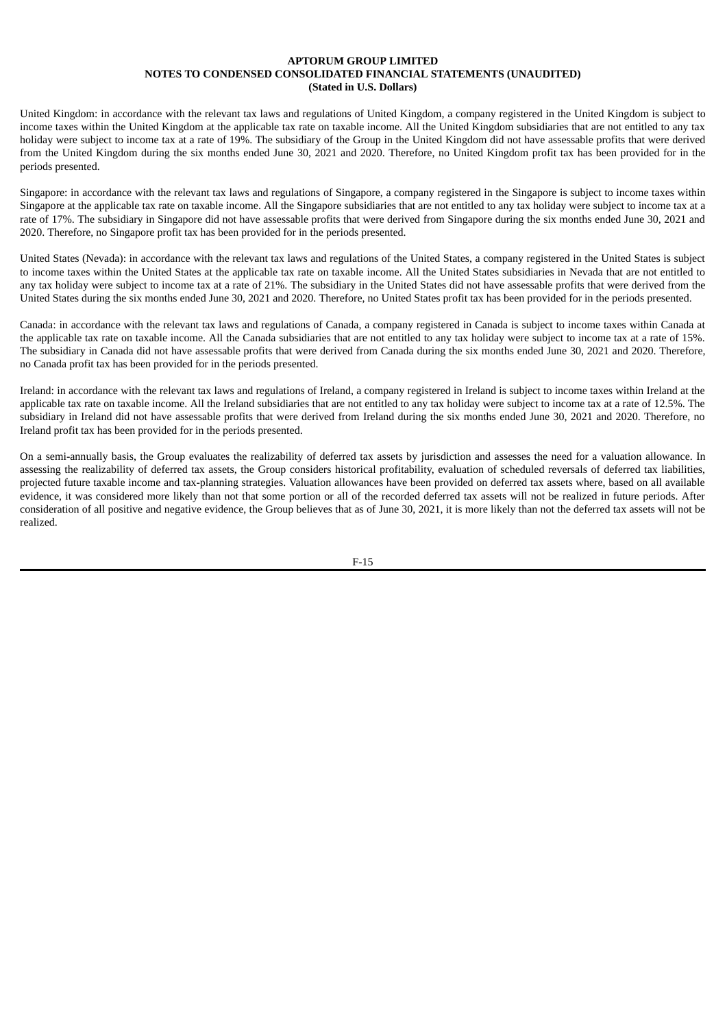United Kingdom: in accordance with the relevant tax laws and regulations of United Kingdom, a company registered in the United Kingdom is subject to income taxes within the United Kingdom at the applicable tax rate on taxable income. All the United Kingdom subsidiaries that are not entitled to any tax holiday were subject to income tax at a rate of 19%. The subsidiary of the Group in the United Kingdom did not have assessable profits that were derived from the United Kingdom during the six months ended June 30, 2021 and 2020. Therefore, no United Kingdom profit tax has been provided for in the periods presented.

Singapore: in accordance with the relevant tax laws and regulations of Singapore, a company registered in the Singapore is subject to income taxes within Singapore at the applicable tax rate on taxable income. All the Singapore subsidiaries that are not entitled to any tax holiday were subject to income tax at a rate of 17%. The subsidiary in Singapore did not have assessable profits that were derived from Singapore during the six months ended June 30, 2021 and 2020. Therefore, no Singapore profit tax has been provided for in the periods presented.

United States (Nevada): in accordance with the relevant tax laws and regulations of the United States, a company registered in the United States is subject to income taxes within the United States at the applicable tax rate on taxable income. All the United States subsidiaries in Nevada that are not entitled to any tax holiday were subject to income tax at a rate of 21%. The subsidiary in the United States did not have assessable profits that were derived from the United States during the six months ended June 30, 2021 and 2020. Therefore, no United States profit tax has been provided for in the periods presented.

Canada: in accordance with the relevant tax laws and regulations of Canada, a company registered in Canada is subject to income taxes within Canada at the applicable tax rate on taxable income. All the Canada subsidiaries that are not entitled to any tax holiday were subject to income tax at a rate of 15%. The subsidiary in Canada did not have assessable profits that were derived from Canada during the six months ended June 30, 2021 and 2020. Therefore, no Canada profit tax has been provided for in the periods presented.

Ireland: in accordance with the relevant tax laws and regulations of Ireland, a company registered in Ireland is subject to income taxes within Ireland at the applicable tax rate on taxable income. All the Ireland subsidiaries that are not entitled to any tax holiday were subject to income tax at a rate of 12.5%. The subsidiary in Ireland did not have assessable profits that were derived from Ireland during the six months ended June 30, 2021 and 2020. Therefore, no Ireland profit tax has been provided for in the periods presented.

On a semi-annually basis, the Group evaluates the realizability of deferred tax assets by jurisdiction and assesses the need for a valuation allowance. In assessing the realizability of deferred tax assets, the Group considers historical profitability, evaluation of scheduled reversals of deferred tax liabilities, projected future taxable income and tax-planning strategies. Valuation allowances have been provided on deferred tax assets where, based on all available evidence, it was considered more likely than not that some portion or all of the recorded deferred tax assets will not be realized in future periods. After consideration of all positive and negative evidence, the Group believes that as of June 30, 2021, it is more likely than not the deferred tax assets will not be realized.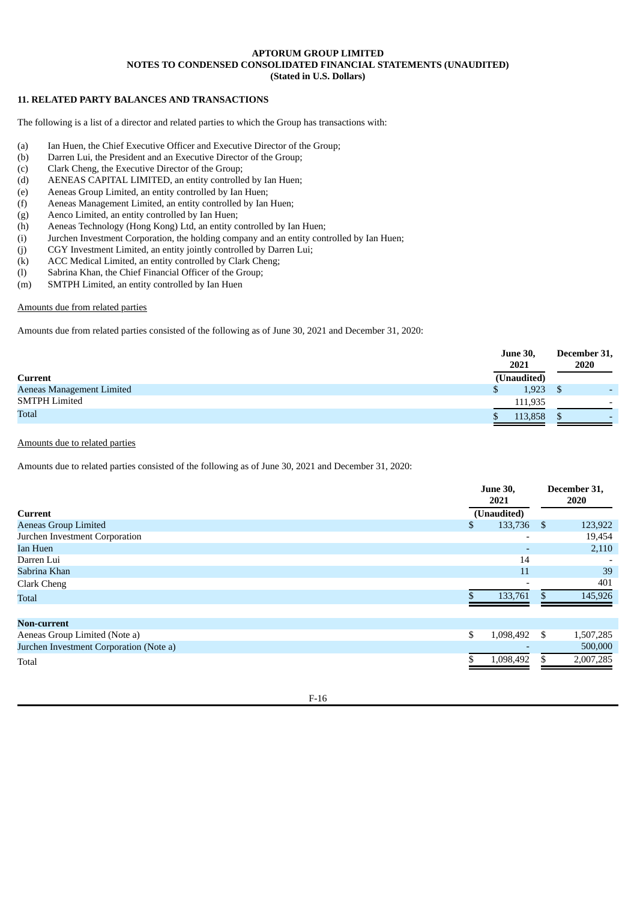**APTORUM GROUP LIMITED**
**NOTES TO CONDENSED CONSOLIDATED FINANCIAL STATEMENTS (UNAUDITED)**
**(Stated in U.S. Dollars)**

## 11. RELATED PARTY BALANCES AND TRANSACTIONS

The following is a list of a director and related parties to which the Group has transactions with:

(a) Ian Huen, the Chief Executive Officer and Executive Director of the Group;
(b) Darren Lui, the President and an Executive Director of the Group;
(c) Clark Cheng, the Executive Director of the Group;
(d) AENEAS CAPITAL LIMITED, an entity controlled by Ian Huen;
(e) Aeneas Group Limited, an entity controlled by Ian Huen;
(f) Aeneas Management Limited, an entity controlled by Ian Huen;
(g) Aenco Limited, an entity controlled by Ian Huen;
(h) Aeneas Technology (Hong Kong) Ltd, an entity controlled by Ian Huen;
(i) Jurchen Investment Corporation, the holding company and an entity controlled by Ian Huen;
(j) CGY Investment Limited, an entity jointly controlled by Darren Lui;
(k) ACC Medical Limited, an entity controlled by Clark Cheng;
(l) Sabrina Khan, the Chief Financial Officer of the Group;
(m) SMTPH Limited, an entity controlled by Ian Huen

Amounts due from related parties

Amounts due from related parties consisted of the following as of June 30, 2021 and December 31, 2020:

| | June 30, 2021 | December 31, 2020 |
|---|---|---|
| **Current** | (Unaudited) | |
| Aeneas Management Limited | $ 1,923 | $ - |
| SMTPH Limited | 111,935 | - |
| Total | $ 113,858 | $ - |

Amounts due to related parties

Amounts due to related parties consisted of the following as of June 30, 2021 and December 31, 2020:

| | June 30, 2021 | December 31, 2020 |
|---|---|---|
| **Current** | (Unaudited) | |
| Aeneas Group Limited | $ 133,736 | $ 123,922 |
| Jurchen Investment Corporation | - | 19,454 |
| Ian Huen | - | 2,110 |
| Darren Lui | 14 | - |
| Sabrina Khan | 11 | 39 |
| Clark Cheng | - | 401 |
| Total | $ 133,761 | $ 145,926 |
| | | |
| **Non-current** | | |
| Aeneas Group Limited (Note a) | $ 1,098,492 | $ 1,507,285 |
| Jurchen Investment Corporation (Note a) | - | 500,000 |
| Total | $ 1,098,492 | $ 2,007,285 |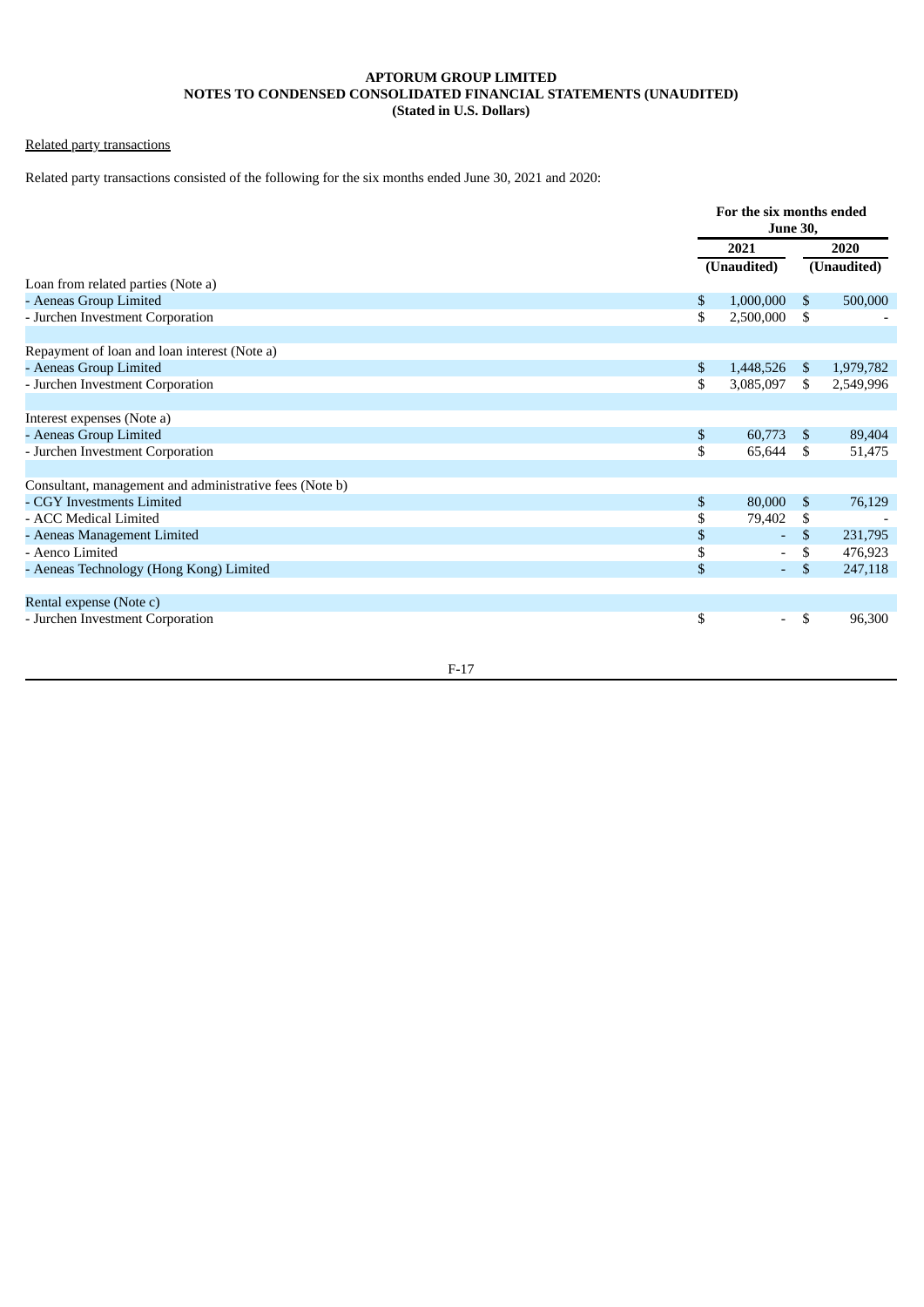**APTORUM GROUP LIMITED**
**NOTES TO CONDENSED CONSOLIDATED FINANCIAL STATEMENTS (UNAUDITED)**
**(Stated in U.S. Dollars)**

Related party transactions

Related party transactions consisted of the following for the six months ended June 30, 2021 and 2020:

| | For the six months ended June 30, | |
|---|---|---|
| | 2021 | 2020 |
| | (Unaudited) | (Unaudited) |
| Loan from related parties (Note a) | | |
| - Aeneas Group Limited | $ 1,000,000 | $ 500,000 |
| - Jurchen Investment Corporation | $ 2,500,000 | $ - |
| | | |
| Repayment of loan and loan interest (Note a) | | |
| - Aeneas Group Limited | $ 1,448,526 | $ 1,979,782 |
| - Jurchen Investment Corporation | $ 3,085,097 | $ 2,549,996 |
| | | |
| Interest expenses (Note a) | | |
| - Aeneas Group Limited | $ 60,773 | $ 89,404 |
| - Jurchen Investment Corporation | $ 65,644 | $ 51,475 |
| | | |
| Consultant, management and administrative fees (Note b) | | |
| - CGY Investments Limited | $ 80,000 | $ 76,129 |
| - ACC Medical Limited | $ 79,402 | $ - |
| - Aeneas Management Limited | $ - | $ 231,795 |
| - Aenco Limited | $ - | $ 476,923 |
| - Aeneas Technology (Hong Kong) Limited | $ - | $ 247,118 |
| | | |
| Rental expense (Note c) | | |
| - Jurchen Investment Corporation | $ - | $ 96,300 |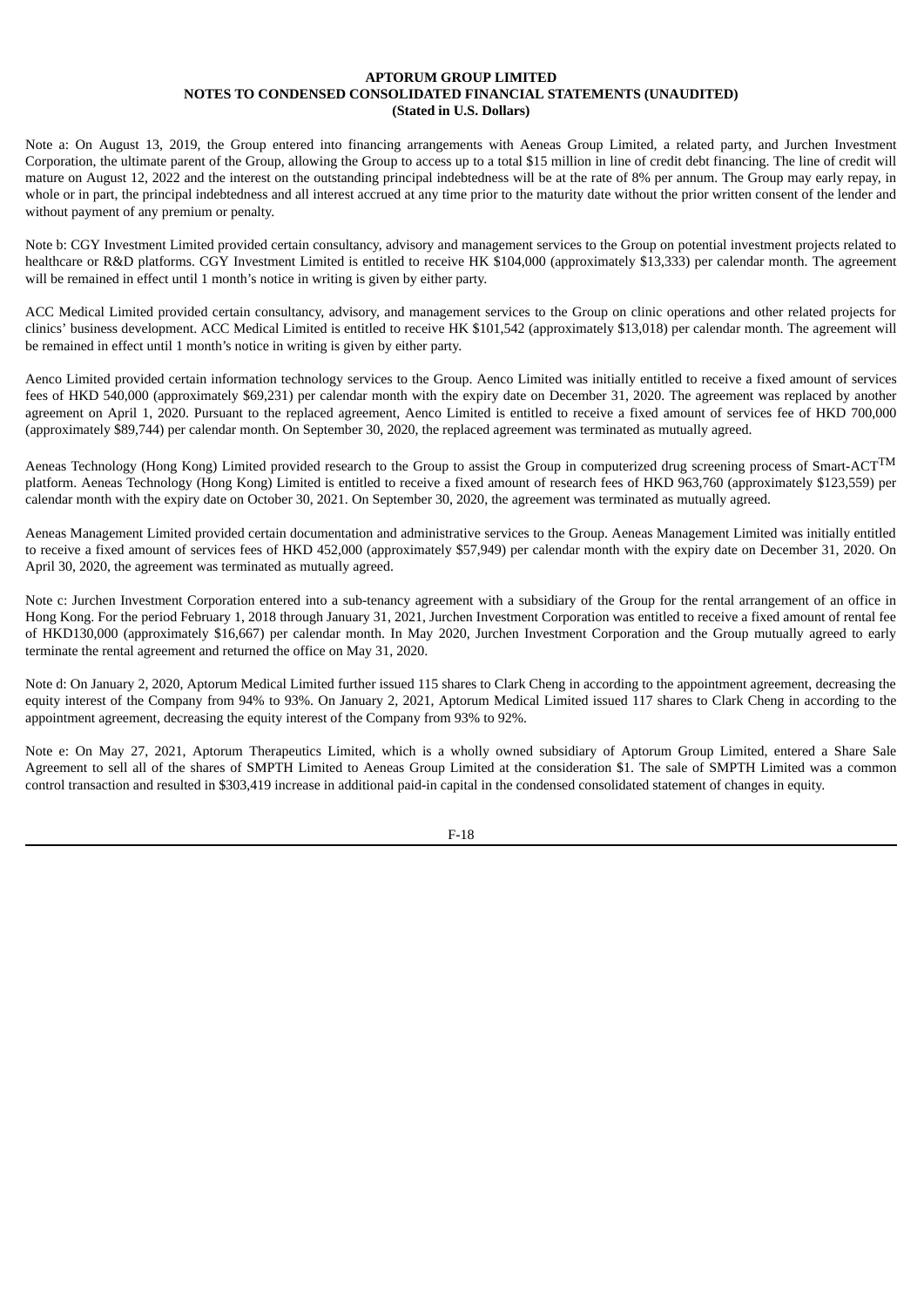**APTORUM GROUP LIMITED**
**NOTES TO CONDENSED CONSOLIDATED FINANCIAL STATEMENTS (UNAUDITED)**
**(Stated in U.S. Dollars)**

Note a: On August 13, 2019, the Group entered into financing arrangements with Aeneas Group Limited, a related party, and Jurchen Investment Corporation, the ultimate parent of the Group, allowing the Group to access up to a total $15 million in line of credit debt financing. The line of credit will mature on August 12, 2022 and the interest on the outstanding principal indebtedness will be at the rate of 8% per annum. The Group may early repay, in whole or in part, the principal indebtedness and all interest accrued at any time prior to the maturity date without the prior written consent of the lender and without payment of any premium or penalty.

Note b: CGY Investment Limited provided certain consultancy, advisory and management services to the Group on potential investment projects related to healthcare or R&D platforms. CGY Investment Limited is entitled to receive HK $104,000 (approximately $13,333) per calendar month. The agreement will be remained in effect until 1 month's notice in writing is given by either party.

ACC Medical Limited provided certain consultancy, advisory, and management services to the Group on clinic operations and other related projects for clinics' business development. ACC Medical Limited is entitled to receive HK $101,542 (approximately $13,018) per calendar month. The agreement will be remained in effect until 1 month's notice in writing is given by either party.

Aenco Limited provided certain information technology services to the Group. Aenco Limited was initially entitled to receive a fixed amount of services fees of HKD 540,000 (approximately $69,231) per calendar month with the expiry date on December 31, 2020. The agreement was replaced by another agreement on April 1, 2020. Pursuant to the replaced agreement, Aenco Limited is entitled to receive a fixed amount of services fee of HKD 700,000 (approximately $89,744) per calendar month. On September 30, 2020, the replaced agreement was terminated as mutually agreed.

Aeneas Technology (Hong Kong) Limited provided research to the Group to assist the Group in computerized drug screening process of Smart-ACT™ platform. Aeneas Technology (Hong Kong) Limited is entitled to receive a fixed amount of research fees of HKD 963,760 (approximately $123,559) per calendar month with the expiry date on October 30, 2021. On September 30, 2020, the agreement was terminated as mutually agreed.

Aeneas Management Limited provided certain documentation and administrative services to the Group. Aeneas Management Limited was initially entitled to receive a fixed amount of services fees of HKD 452,000 (approximately $57,949) per calendar month with the expiry date on December 31, 2020. On April 30, 2020, the agreement was terminated as mutually agreed.

Note c: Jurchen Investment Corporation entered into a sub-tenancy agreement with a subsidiary of the Group for the rental arrangement of an office in Hong Kong. For the period February 1, 2018 through January 31, 2021, Jurchen Investment Corporation was entitled to receive a fixed amount of rental fee of HKD130,000 (approximately $16,667) per calendar month. In May 2020, Jurchen Investment Corporation and the Group mutually agreed to early terminate the rental agreement and returned the office on May 31, 2020.

Note d: On January 2, 2020, Aptorum Medical Limited further issued 115 shares to Clark Cheng in according to the appointment agreement, decreasing the equity interest of the Company from 94% to 93%. On January 2, 2021, Aptorum Medical Limited issued 117 shares to Clark Cheng in according to the appointment agreement, decreasing the equity interest of the Company from 93% to 92%.

Note e: On May 27, 2021, Aptorum Therapeutics Limited, which is a wholly owned subsidiary of Aptorum Group Limited, entered a Share Sale Agreement to sell all of the shares of SMPTH Limited to Aeneas Group Limited at the consideration $1. The sale of SMPTH Limited was a common control transaction and resulted in $303,419 increase in additional paid-in capital in the condensed consolidated statement of changes in equity.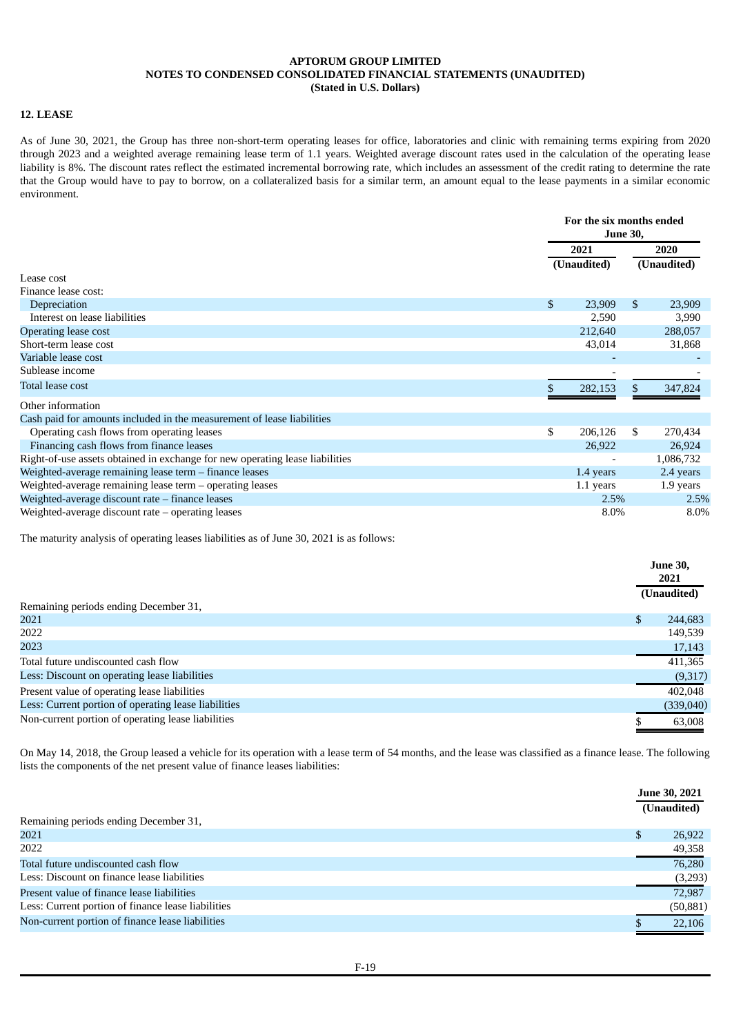**APTORUM GROUP LIMITED**
**NOTES TO CONDENSED CONSOLIDATED FINANCIAL STATEMENTS (UNAUDITED)**
**(Stated in U.S. Dollars)**

## 12. LEASE

As of June 30, 2021, the Group has three non-short-term operating leases for office, laboratories and clinic with remaining terms expiring from 2020 through 2023 and a weighted average remaining lease term of 1.1 years. Weighted average discount rates used in the calculation of the operating lease liability is 8%. The discount rates reflect the estimated incremental borrowing rate, which includes an assessment of the credit rating to determine the rate that the Group would have to pay to borrow, on a collateralized basis for a similar term, an amount equal to the lease payments in a similar economic environment.

| | For the six months ended June 30, | |
|---|---|---|
| | 2021 | 2020 |
| | (Unaudited) | (Unaudited) |
| Lease cost | | |
| Finance lease cost: | | |
| Depreciation | $ 23,909 | $ 23,909 |
| Interest on lease liabilities | 2,590 | 3,990 |
| Operating lease cost | 212,640 | 288,057 |
| Short-term lease cost | 43,014 | 31,868 |
| Variable lease cost | - | - |
| Sublease income | - | - |
| Total lease cost | $ 282,153 | $ 347,824 |
| Other information | | |
| Cash paid for amounts included in the measurement of lease liabilities | | |
| Operating cash flows from operating leases | $ 206,126 | $ 270,434 |
| Financing cash flows from finance leases | 26,922 | 26,924 |
| Right-of-use assets obtained in exchange for new operating lease liabilities | - | 1,086,732 |
| Weighted-average remaining lease term – finance leases | 1.4 years | 2.4 years |
| Weighted-average remaining lease term – operating leases | 1.1 years | 1.9 years |
| Weighted-average discount rate – finance leases | 2.5% | 2.5% |
| Weighted-average discount rate – operating leases | 8.0% | 8.0% |

The maturity analysis of operating leases liabilities as of June 30, 2021 is as follows:

| | June 30, 2021 |
|---|---|
| | (Unaudited) |
| Remaining periods ending December 31, | |
| 2021 | $ 244,683 |
| 2022 | 149,539 |
| 2023 | 17,143 |
| Total future undiscounted cash flow | 411,365 |
| Less: Discount on operating lease liabilities | (9,317) |
| Present value of operating lease liabilities | 402,048 |
| Less: Current portion of operating lease liabilities | (339,040) |
| Non-current portion of operating lease liabilities | $ 63,008 |

On May 14, 2018, the Group leased a vehicle for its operation with a lease term of 54 months, and the lease was classified as a finance lease. The following lists the components of the net present value of finance leases liabilities:

| | June 30, 2021 |
|---|---|
| | (Unaudited) |
| Remaining periods ending December 31, | |
| 2021 | $ 26,922 |
| 2022 | 49,358 |
| Total future undiscounted cash flow | 76,280 |
| Less: Discount on finance lease liabilities | (3,293) |
| Present value of finance lease liabilities | 72,987 |
| Less: Current portion of finance lease liabilities | (50,881) |
| Non-current portion of finance lease liabilities | $ 22,106 |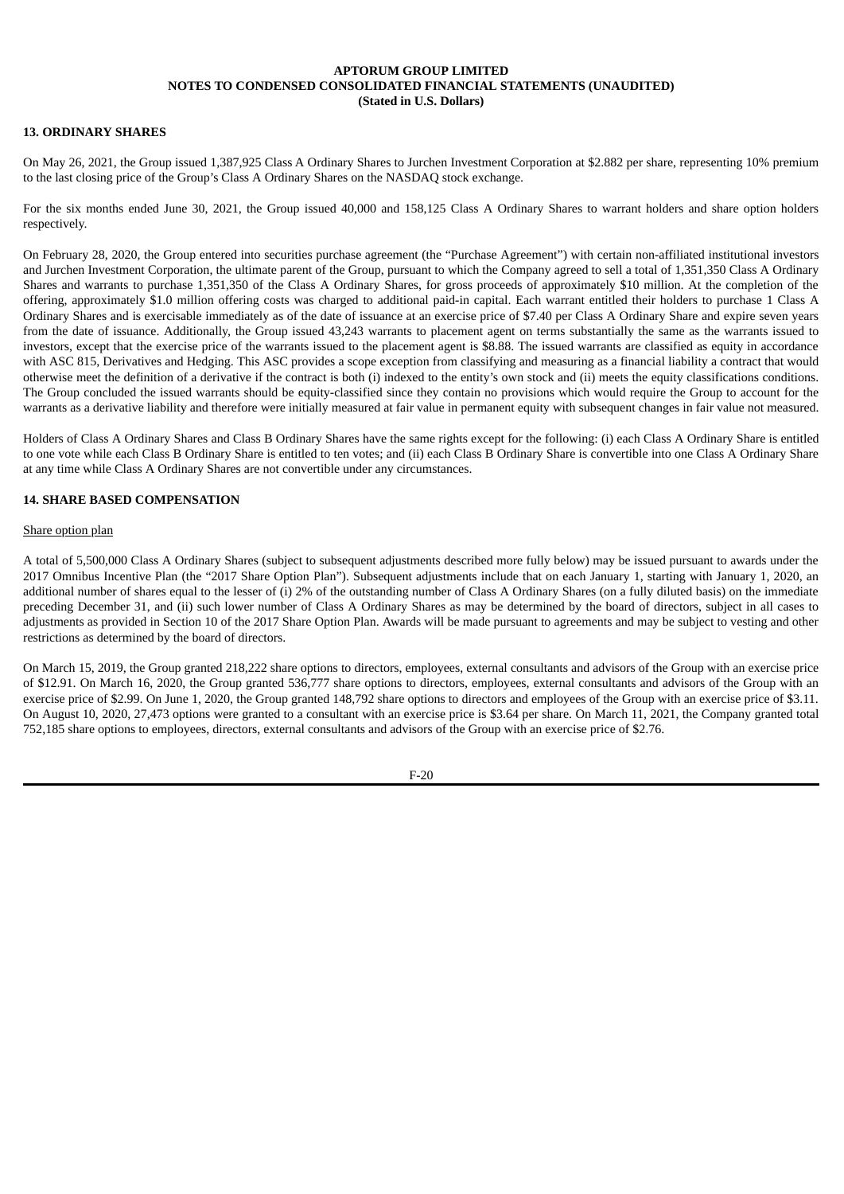## 13. ORDINARY SHARES

On May 26, 2021, the Group issued 1,387,925 Class A Ordinary Shares to Jurchen Investment Corporation at $2.882 per share, representing 10% premium to the last closing price of the Group's Class A Ordinary Shares on the NASDAQ stock exchange.

For the six months ended June 30, 2021, the Group issued 40,000 and 158,125 Class A Ordinary Shares to warrant holders and share option holders respectively.

On February 28, 2020, the Group entered into securities purchase agreement (the "Purchase Agreement") with certain non-affiliated institutional investors and Jurchen Investment Corporation, the ultimate parent of the Group, pursuant to which the Company agreed to sell a total of 1,351,350 Class A Ordinary Shares and warrants to purchase 1,351,350 of the Class A Ordinary Shares, for gross proceeds of approximately $10 million. At the completion of the offering, approximately $1.0 million offering costs was charged to additional paid-in capital. Each warrant entitled their holders to purchase 1 Class A Ordinary Shares and is exercisable immediately as of the date of issuance at an exercise price of $7.40 per Class A Ordinary Share and expire seven years from the date of issuance. Additionally, the Group issued 43,243 warrants to placement agent on terms substantially the same as the warrants issued to investors, except that the exercise price of the warrants issued to the placement agent is $8.88. The issued warrants are classified as equity in accordance with ASC 815, Derivatives and Hedging. This ASC provides a scope exception from classifying and measuring as a financial liability a contract that would otherwise meet the definition of a derivative if the contract is both (i) indexed to the entity's own stock and (ii) meets the equity classifications conditions. The Group concluded the issued warrants should be equity-classified since they contain no provisions which would require the Group to account for the warrants as a derivative liability and therefore were initially measured at fair value in permanent equity with subsequent changes in fair value not measured.

Holders of Class A Ordinary Shares and Class B Ordinary Shares have the same rights except for the following: (i) each Class A Ordinary Share is entitled to one vote while each Class B Ordinary Share is entitled to ten votes; and (ii) each Class B Ordinary Share is convertible into one Class A Ordinary Share at any time while Class A Ordinary Shares are not convertible under any circumstances.

## 14. SHARE BASED COMPENSATION

Share option plan

A total of 5,500,000 Class A Ordinary Shares (subject to subsequent adjustments described more fully below) may be issued pursuant to awards under the 2017 Omnibus Incentive Plan (the "2017 Share Option Plan"). Subsequent adjustments include that on each January 1, starting with January 1, 2020, an additional number of shares equal to the lesser of (i) 2% of the outstanding number of Class A Ordinary Shares (on a fully diluted basis) on the immediate preceding December 31, and (ii) such lower number of Class A Ordinary Shares as may be determined by the board of directors, subject in all cases to adjustments as provided in Section 10 of the 2017 Share Option Plan. Awards will be made pursuant to agreements and may be subject to vesting and other restrictions as determined by the board of directors.

On March 15, 2019, the Group granted 218,222 share options to directors, employees, external consultants and advisors of the Group with an exercise price of $12.91. On March 16, 2020, the Group granted 536,777 share options to directors, employees, external consultants and advisors of the Group with an exercise price of $2.99. On June 1, 2020, the Group granted 148,792 share options to directors and employees of the Group with an exercise price of $3.11. On August 10, 2020, 27,473 options were granted to a consultant with an exercise price is $3.64 per share. On March 11, 2021, the Company granted total 752,185 share options to employees, directors, external consultants and advisors of the Group with an exercise price of $2.76.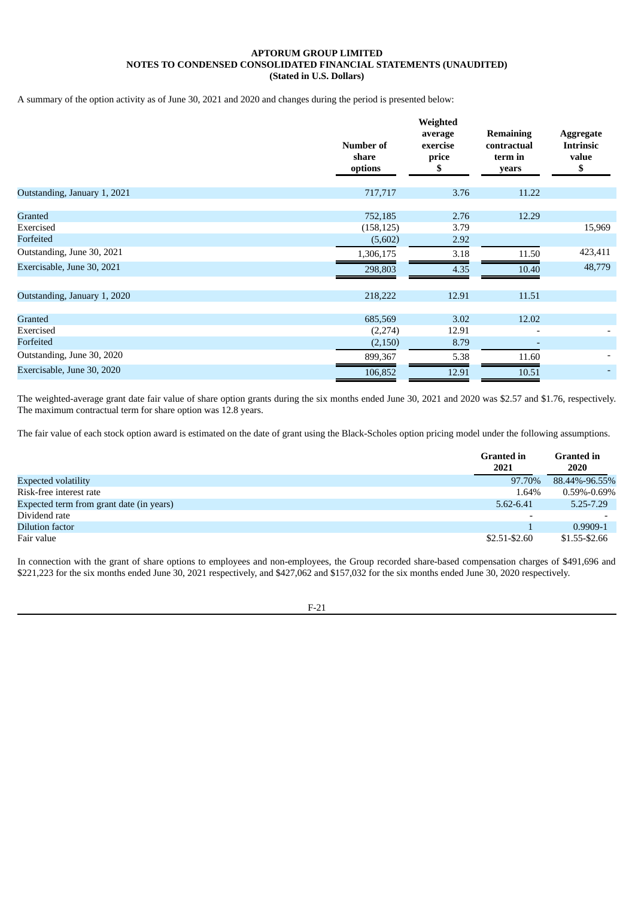**APTORUM GROUP LIMITED**
**NOTES TO CONDENSED CONSOLIDATED FINANCIAL STATEMENTS (UNAUDITED)**
**(Stated in U.S. Dollars)**

A summary of the option activity as of June 30, 2021 and 2020 and changes during the period is presented below:

| | Number of share options | Weighted average exercise price $ | Remaining contractual term in years | Aggregate Intrinsic value $ |
|---|---|---|---|---|
| Outstanding, January 1, 2021 | 717,717 | 3.76 | 11.22 | |
| Granted | 752,185 | 2.76 | 12.29 | |
| Exercised | (158,125) | 3.79 | | 15,969 |
| Forfeited | (5,602) | 2.92 | | |
| Outstanding, June 30, 2021 | 1,306,175 | 3.18 | 11.50 | 423,411 |
| Exercisable, June 30, 2021 | 298,803 | 4.35 | 10.40 | 48,779 |
| Outstanding, January 1, 2020 | 218,222 | 12.91 | 11.51 | |
| Granted | 685,569 | 3.02 | 12.02 | |
| Exercised | (2,274) | 12.91 | - | - |
| Forfeited | (2,150) | 8.79 | - | |
| Outstanding, June 30, 2020 | 899,367 | 5.38 | 11.60 | - |
| Exercisable, June 30, 2020 | 106,852 | 12.91 | 10.51 | - |

The weighted-average grant date fair value of share option grants during the six months ended June 30, 2021 and 2020 was $2.57 and $1.76, respectively. The maximum contractual term for share option was 12.8 years.

The fair value of each stock option award is estimated on the date of grant using the Black-Scholes option pricing model under the following assumptions.

| | Granted in 2021 | Granted in 2020 |
|---|---|---|
| Expected volatility | 97.70% | 88.44%-96.55% |
| Risk-free interest rate | 1.64% | 0.59%-0.69% |
| Expected term from grant date (in years) | 5.62-6.41 | 5.25-7.29 |
| Dividend rate | - | - |
| Dilution factor | 1 | 0.9909-1 |
| Fair value | $2.51-$2.60 | $1.55-$2.66 |

In connection with the grant of share options to employees and non-employees, the Group recorded share-based compensation charges of $491,696 and $221,223 for the six months ended June 30, 2021 respectively, and $427,062 and $157,032 for the six months ended June 30, 2020 respectively.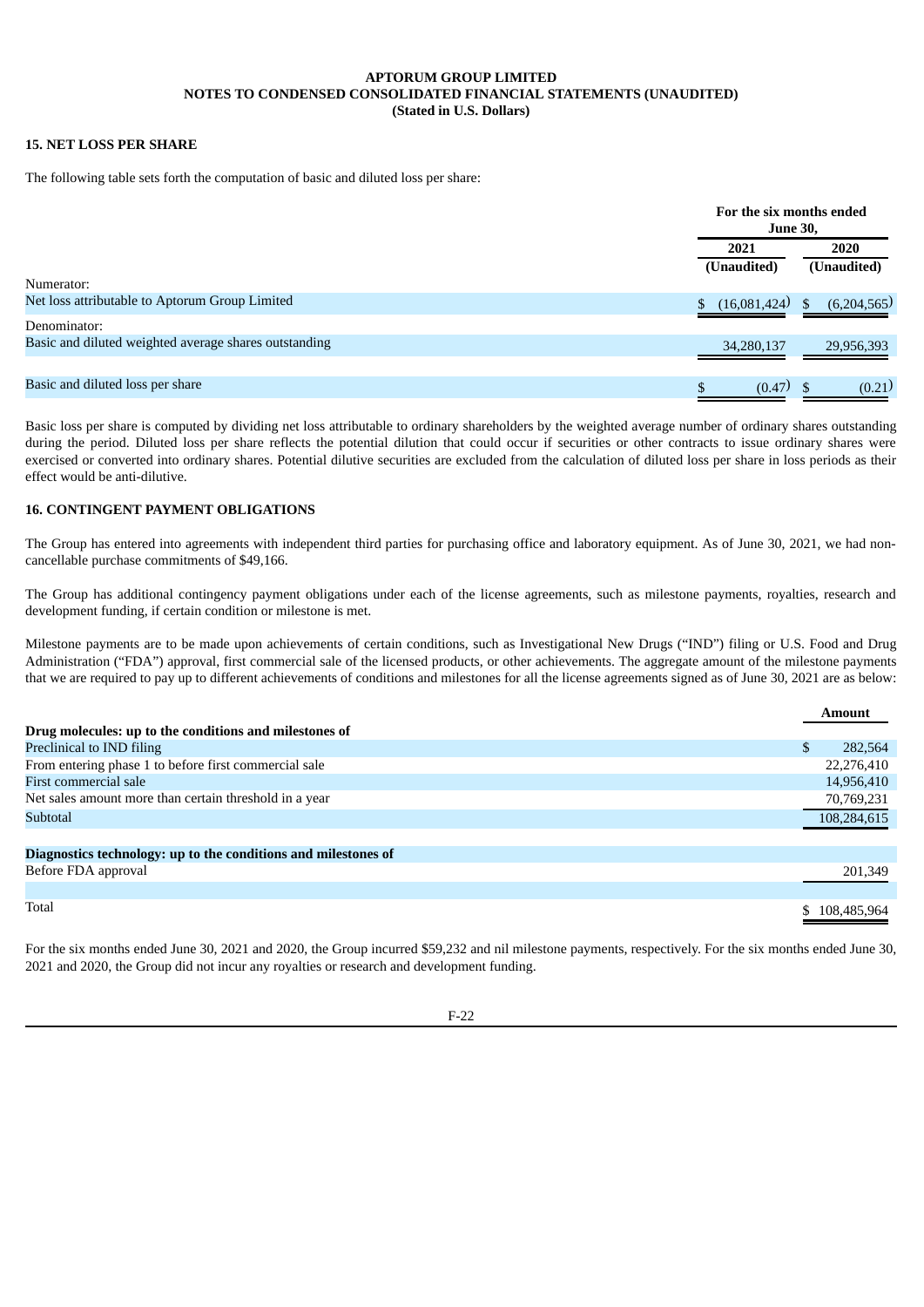**APTORUM GROUP LIMITED**
**NOTES TO CONDENSED CONSOLIDATED FINANCIAL STATEMENTS (UNAUDITED)**
**(Stated in U.S. Dollars)**

## 15. NET LOSS PER SHARE

The following table sets forth the computation of basic and diluted loss per share:

| | For the six months ended June 30, | |
|---|---|---|
| | 2021 (Unaudited) | 2020 (Unaudited) |
| Numerator: | | |
| Net loss attributable to Aptorum Group Limited | $ (16,081,424) | $ (6,204,565) |
| Denominator: | | |
| Basic and diluted weighted average shares outstanding | 34,280,137 | 29,956,393 |
| Basic and diluted loss per share | $ (0.47) | $ (0.21) |

Basic loss per share is computed by dividing net loss attributable to ordinary shareholders by the weighted average number of ordinary shares outstanding during the period. Diluted loss per share reflects the potential dilution that could occur if securities or other contracts to issue ordinary shares were exercised or converted into ordinary shares. Potential dilutive securities are excluded from the calculation of diluted loss per share in loss periods as their effect would be anti-dilutive.

## 16. CONTINGENT PAYMENT OBLIGATIONS

The Group has entered into agreements with independent third parties for purchasing office and laboratory equipment. As of June 30, 2021, we had non-cancellable purchase commitments of $49,166.

The Group has additional contingency payment obligations under each of the license agreements, such as milestone payments, royalties, research and development funding, if certain condition or milestone is met.

Milestone payments are to be made upon achievements of certain conditions, such as Investigational New Drugs ("IND") filing or U.S. Food and Drug Administration ("FDA") approval, first commercial sale of the licensed products, or other achievements. The aggregate amount of the milestone payments that we are required to pay up to different achievements of conditions and milestones for all the license agreements signed as of June 30, 2021 are as below:

| | Amount |
|---|---|
| **Drug molecules: up to the conditions and milestones of** | |
| Preclinical to IND filing | $ 282,564 |
| From entering phase 1 to before first commercial sale | 22,276,410 |
| First commercial sale | 14,956,410 |
| Net sales amount more than certain threshold in a year | 70,769,231 |
| Subtotal | 108,284,615 |
| **Diagnostics technology: up to the conditions and milestones of** | |
| Before FDA approval | 201,349 |
| Total | $ 108,485,964 |

For the six months ended June 30, 2021 and 2020, the Group incurred $59,232 and nil milestone payments, respectively. For the six months ended June 30, 2021 and 2020, the Group did not incur any royalties or research and development funding.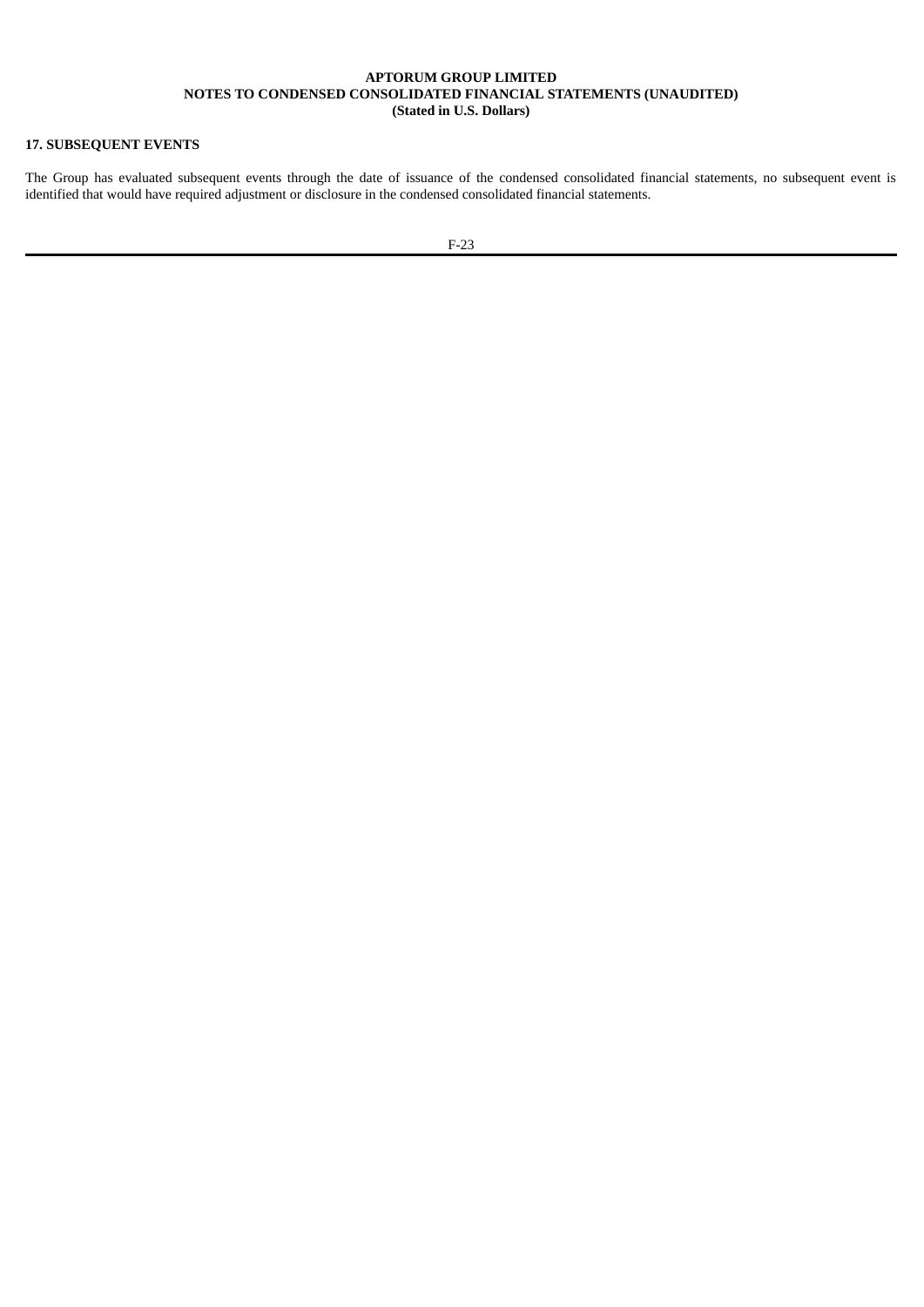## 17. SUBSEQUENT EVENTS

The Group has evaluated subsequent events through the date of issuance of the condensed consolidated financial statements, no subsequent event is identified that would have required adjustment or disclosure in the condensed consolidated financial statements.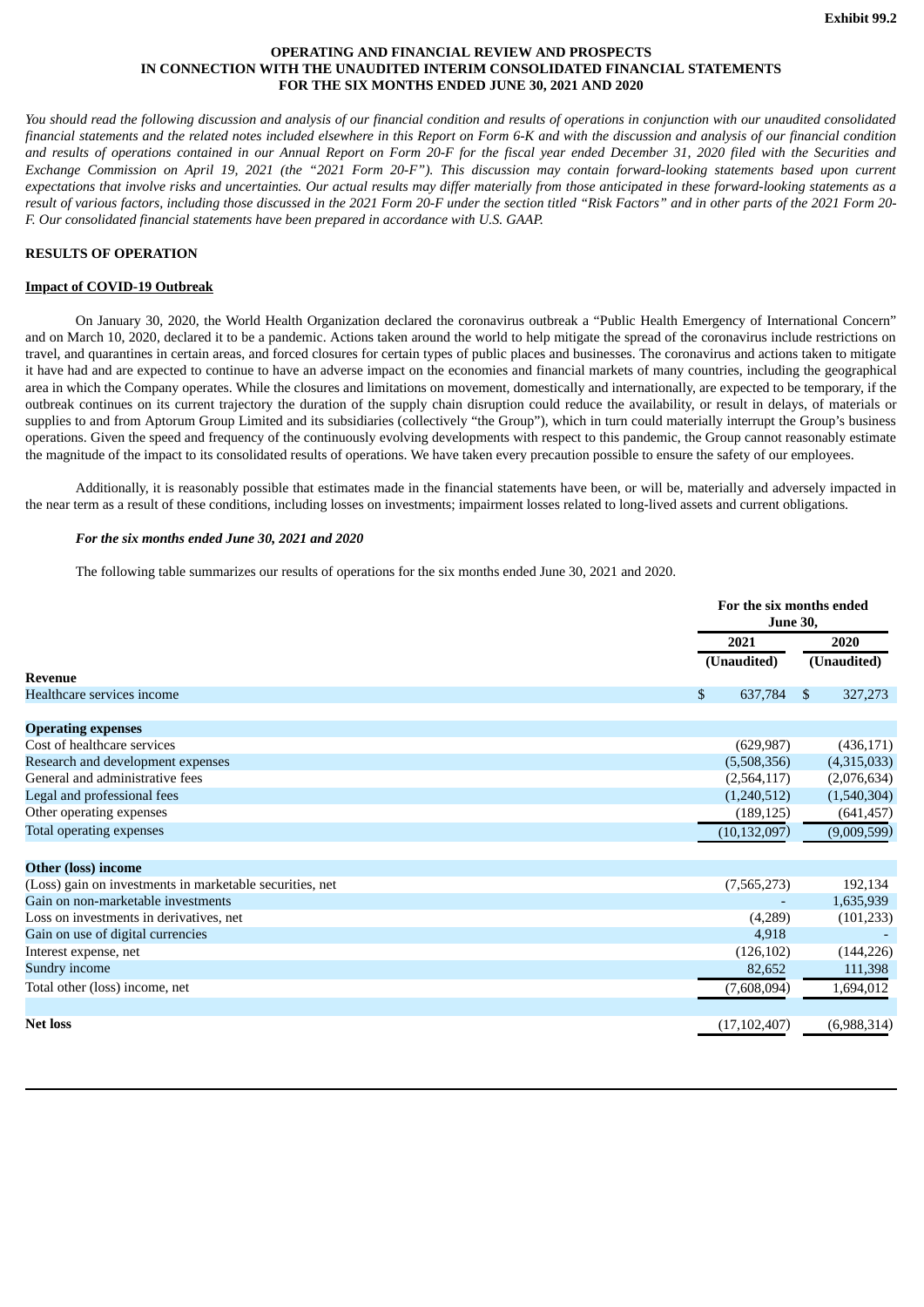**Exhibit 99.2**

**OPERATING AND FINANCIAL REVIEW AND PROSPECTS IN CONNECTION WITH THE UNAUDITED INTERIM CONSOLIDATED FINANCIAL STATEMENTS FOR THE SIX MONTHS ENDED JUNE 30, 2021 AND 2020**

*You should read the following discussion and analysis of our financial condition and results of operations in conjunction with our unaudited consolidated financial statements and the related notes included elsewhere in this Report on Form 6-K and with the discussion and analysis of our financial condition and results of operations contained in our Annual Report on Form 20-F for the fiscal year ended December 31, 2020 filed with the Securities and Exchange Commission on April 19, 2021 (the "2021 Form 20-F"). This discussion may contain forward-looking statements based upon current expectations that involve risks and uncertainties. Our actual results may differ materially from those anticipated in these forward-looking statements as a result of various factors, including those discussed in the 2021 Form 20-F under the section titled "Risk Factors" and in other parts of the 2021 Form 20-F. Our consolidated financial statements have been prepared in accordance with U.S. GAAP.*

**RESULTS OF OPERATION**

**Impact of COVID-19 Outbreak**

On January 30, 2020, the World Health Organization declared the coronavirus outbreak a "Public Health Emergency of International Concern" and on March 10, 2020, declared it to be a pandemic. Actions taken around the world to help mitigate the spread of the coronavirus include restrictions on travel, and quarantines in certain areas, and forced closures for certain types of public places and businesses. The coronavirus and actions taken to mitigate it have had and are expected to continue to have an adverse impact on the economies and financial markets of many countries, including the geographical area in which the Company operates. While the closures and limitations on movement, domestically and internationally, are expected to be temporary, if the outbreak continues on its current trajectory the duration of the supply chain disruption could reduce the availability, or result in delays, of materials or supplies to and from Aptorum Group Limited and its subsidiaries (collectively "the Group"), which in turn could materially interrupt the Group's business operations. Given the speed and frequency of the continuously evolving developments with respect to this pandemic, the Group cannot reasonably estimate the magnitude of the impact to its consolidated results of operations. We have taken every precaution possible to ensure the safety of our employees.

Additionally, it is reasonably possible that estimates made in the financial statements have been, or will be, materially and adversely impacted in the near term as a result of these conditions, including losses on investments; impairment losses related to long-lived assets and current obligations.

***For the six months ended June 30, 2021 and 2020***

The following table summarizes our results of operations for the six months ended June 30, 2021 and 2020.

| | For the six months ended June 30, | |
|---|---|---|
| | 2021 | 2020 |
| | (Unaudited) | (Unaudited) |
| **Revenue** | | |
| Healthcare services income | $ 637,784 | $ 327,273 |
| | | |
| **Operating expenses** | | |
| Cost of healthcare services | (629,987) | (436,171) |
| Research and development expenses | (5,508,356) | (4,315,033) |
| General and administrative fees | (2,564,117) | (2,076,634) |
| Legal and professional fees | (1,240,512) | (1,540,304) |
| Other operating expenses | (189,125) | (641,457) |
| Total operating expenses | (10,132,097) | (9,009,599) |
| | | |
| **Other (loss) income** | | |
| (Loss) gain on investments in marketable securities, net | (7,565,273) | 192,134 |
| Gain on non-marketable investments | - | 1,635,939 |
| Loss on investments in derivatives, net | (4,289) | (101,233) |
| Gain on use of digital currencies | 4,918 | - |
| Interest expense, net | (126,102) | (144,226) |
| Sundry income | 82,652 | 111,398 |
| Total other (loss) income, net | (7,608,094) | 1,694,012 |
| | | |
| **Net loss** | (17,102,407) | (6,988,314) |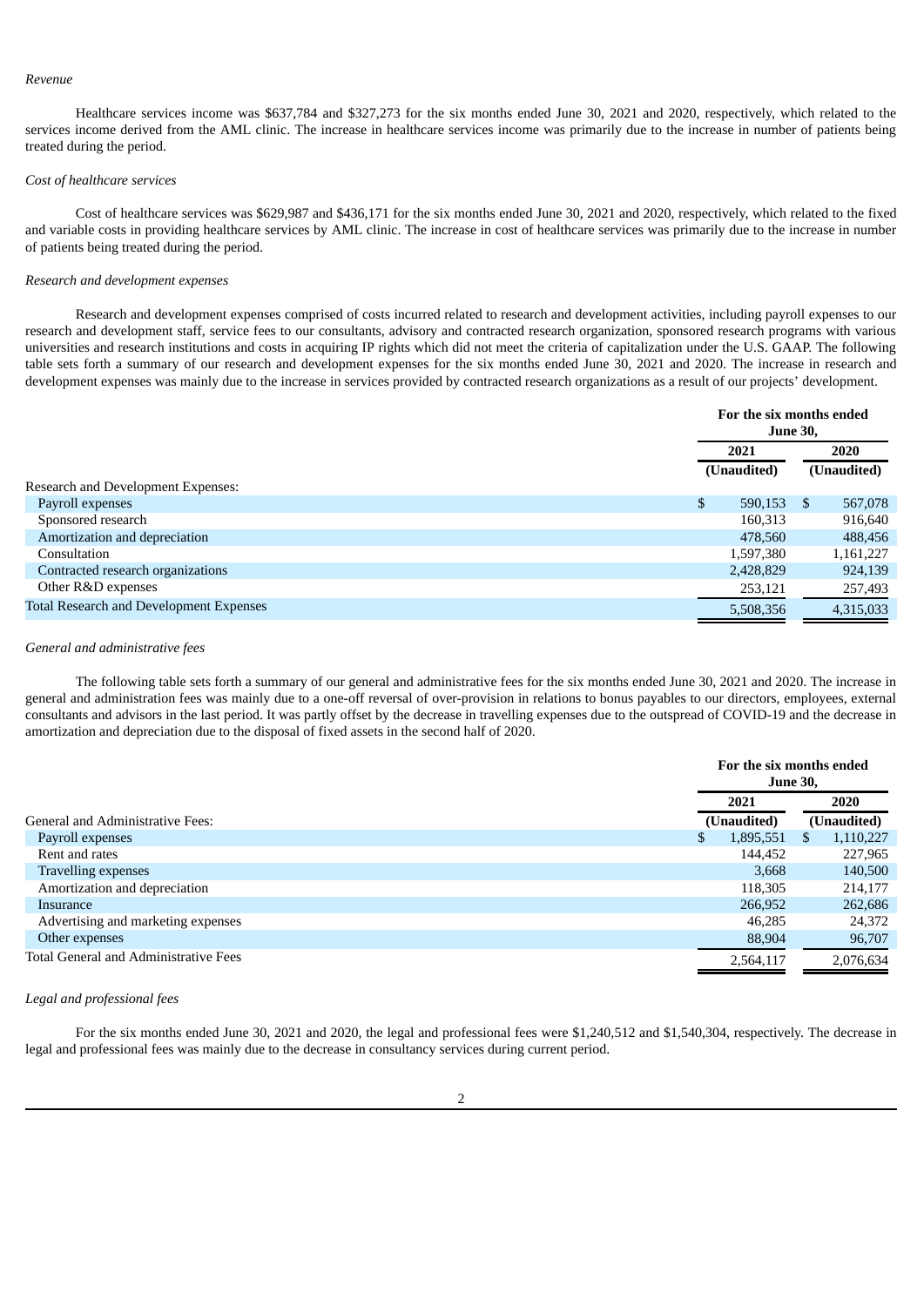*Revenue*

Healthcare services income was $637,784 and $327,273 for the six months ended June 30, 2021 and 2020, respectively, which related to the services income derived from the AML clinic. The increase in healthcare services income was primarily due to the increase in number of patients being treated during the period.

*Cost of healthcare services*

Cost of healthcare services was $629,987 and $436,171 for the six months ended June 30, 2021 and 2020, respectively, which related to the fixed and variable costs in providing healthcare services by AML clinic. The increase in cost of healthcare services was primarily due to the increase in number of patients being treated during the period.

*Research and development expenses*

Research and development expenses comprised of costs incurred related to research and development activities, including payroll expenses to our research and development staff, service fees to our consultants, advisory and contracted research organization, sponsored research programs with various universities and research institutions and costs in acquiring IP rights which did not meet the criteria of capitalization under the U.S. GAAP. The following table sets forth a summary of our research and development expenses for the six months ended June 30, 2021 and 2020. The increase in research and development expenses was mainly due to the increase in services provided by contracted research organizations as a result of our projects' development.

| | For the six months ended June 30, | |
|---|---|---|
| | 2021 | 2020 |
| | (Unaudited) | (Unaudited) |
| Research and Development Expenses: | | |
| Payroll expenses | $ 590,153 | $ 567,078 |
| Sponsored research | 160,313 | 916,640 |
| Amortization and depreciation | 478,560 | 488,456 |
| Consultation | 1,597,380 | 1,161,227 |
| Contracted research organizations | 2,428,829 | 924,139 |
| Other R&D expenses | 253,121 | 257,493 |
| Total Research and Development Expenses | 5,508,356 | 4,315,033 |

*General and administrative fees*

The following table sets forth a summary of our general and administrative fees for the six months ended June 30, 2021 and 2020. The increase in general and administration fees was mainly due to a one-off reversal of over-provision in relations to bonus payables to our directors, employees, external consultants and advisors in the last period. It was partly offset by the decrease in travelling expenses due to the outspread of COVID-19 and the decrease in amortization and depreciation due to the disposal of fixed assets in the second half of 2020.

| | For the six months ended June 30, | |
|---|---|---|
| | 2021 | 2020 |
| General and Administrative Fees: | (Unaudited) | (Unaudited) |
| Payroll expenses | $ 1,895,551 | $ 1,110,227 |
| Rent and rates | 144,452 | 227,965 |
| Travelling expenses | 3,668 | 140,500 |
| Amortization and depreciation | 118,305 | 214,177 |
| Insurance | 266,952 | 262,686 |
| Advertising and marketing expenses | 46,285 | 24,372 |
| Other expenses | 88,904 | 96,707 |
| Total General and Administrative Fees | 2,564,117 | 2,076,634 |

*Legal and professional fees*

For the six months ended June 30, 2021 and 2020, the legal and professional fees were $1,240,512 and $1,540,304, respectively. The decrease in legal and professional fees was mainly due to the decrease in consultancy services during current period.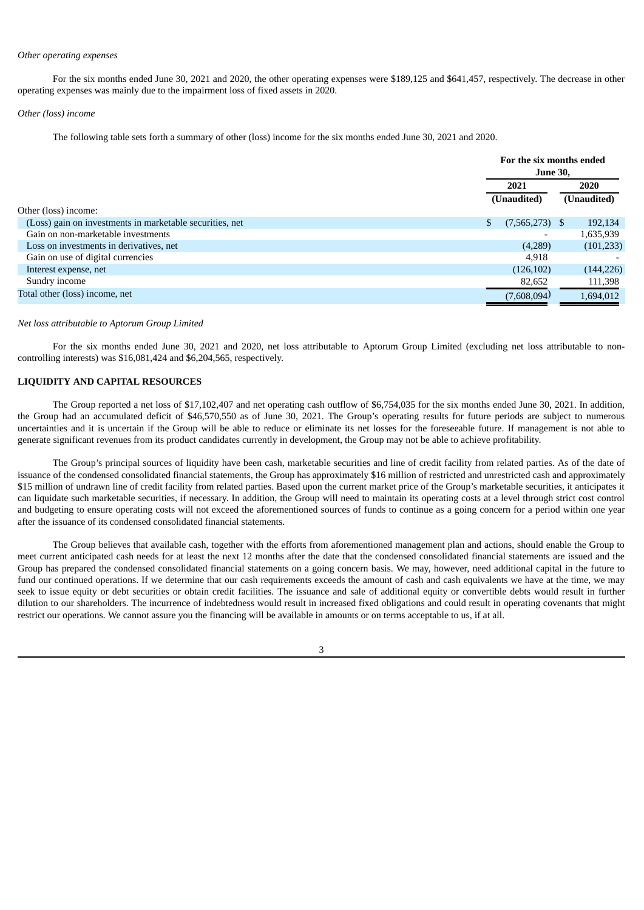*Other operating expenses*

For the six months ended June 30, 2021 and 2020, the other operating expenses were $189,125 and $641,457, respectively. The decrease in other operating expenses was mainly due to the impairment loss of fixed assets in 2020.

*Other (loss) income*

The following table sets forth a summary of other (loss) income for the six months ended June 30, 2021 and 2020.

| | For the six months ended June 30, | |
|---|---|---|
| | 2021 (Unaudited) | 2020 (Unaudited) |
| Other (loss) income: | | |
| (Loss) gain on investments in marketable securities, net | $ (7,565,273) | $ 192,134 |
| Gain on non-marketable investments | - | 1,635,939 |
| Loss on investments in derivatives, net | (4,289) | (101,233) |
| Gain on use of digital currencies | 4,918 | - |
| Interest expense, net | (126,102) | (144,226) |
| Sundry income | 82,652 | 111,398 |
| Total other (loss) income, net | (7,608,094) | 1,694,012 |

*Net loss attributable to Aptorum Group Limited*

For the six months ended June 30, 2021 and 2020, net loss attributable to Aptorum Group Limited (excluding net loss attributable to non-controlling interests) was $16,081,424 and $6,204,565, respectively.

**LIQUIDITY AND CAPITAL RESOURCES**

The Group reported a net loss of $17,102,407 and net operating cash outflow of $6,754,035 for the six months ended June 30, 2021. In addition, the Group had an accumulated deficit of $46,570,550 as of June 30, 2021. The Group's operating results for future periods are subject to numerous uncertainties and it is uncertain if the Group will be able to reduce or eliminate its net losses for the foreseeable future. If management is not able to generate significant revenues from its product candidates currently in development, the Group may not be able to achieve profitability.

The Group's principal sources of liquidity have been cash, marketable securities and line of credit facility from related parties. As of the date of issuance of the condensed consolidated financial statements, the Group has approximately $16 million of restricted and unrestricted cash and approximately $15 million of undrawn line of credit facility from related parties. Based upon the current market price of the Group's marketable securities, it anticipates it can liquidate such marketable securities, if necessary. In addition, the Group will need to maintain its operating costs at a level through strict cost control and budgeting to ensure operating costs will not exceed the aforementioned sources of funds to continue as a going concern for a period within one year after the issuance of its condensed consolidated financial statements.

The Group believes that available cash, together with the efforts from aforementioned management plan and actions, should enable the Group to meet current anticipated cash needs for at least the next 12 months after the date that the condensed consolidated financial statements are issued and the Group has prepared the condensed consolidated financial statements on a going concern basis. We may, however, need additional capital in the future to fund our continued operations. If we determine that our cash requirements exceeds the amount of cash and cash equivalents we have at the time, we may seek to issue equity or debt securities or obtain credit facilities. The issuance and sale of additional equity or convertible debts would result in further dilution to our shareholders. The incurrence of indebtedness would result in increased fixed obligations and could result in operating covenants that might restrict our operations. We cannot assure you the financing will be available in amounts or on terms acceptable to us, if at all.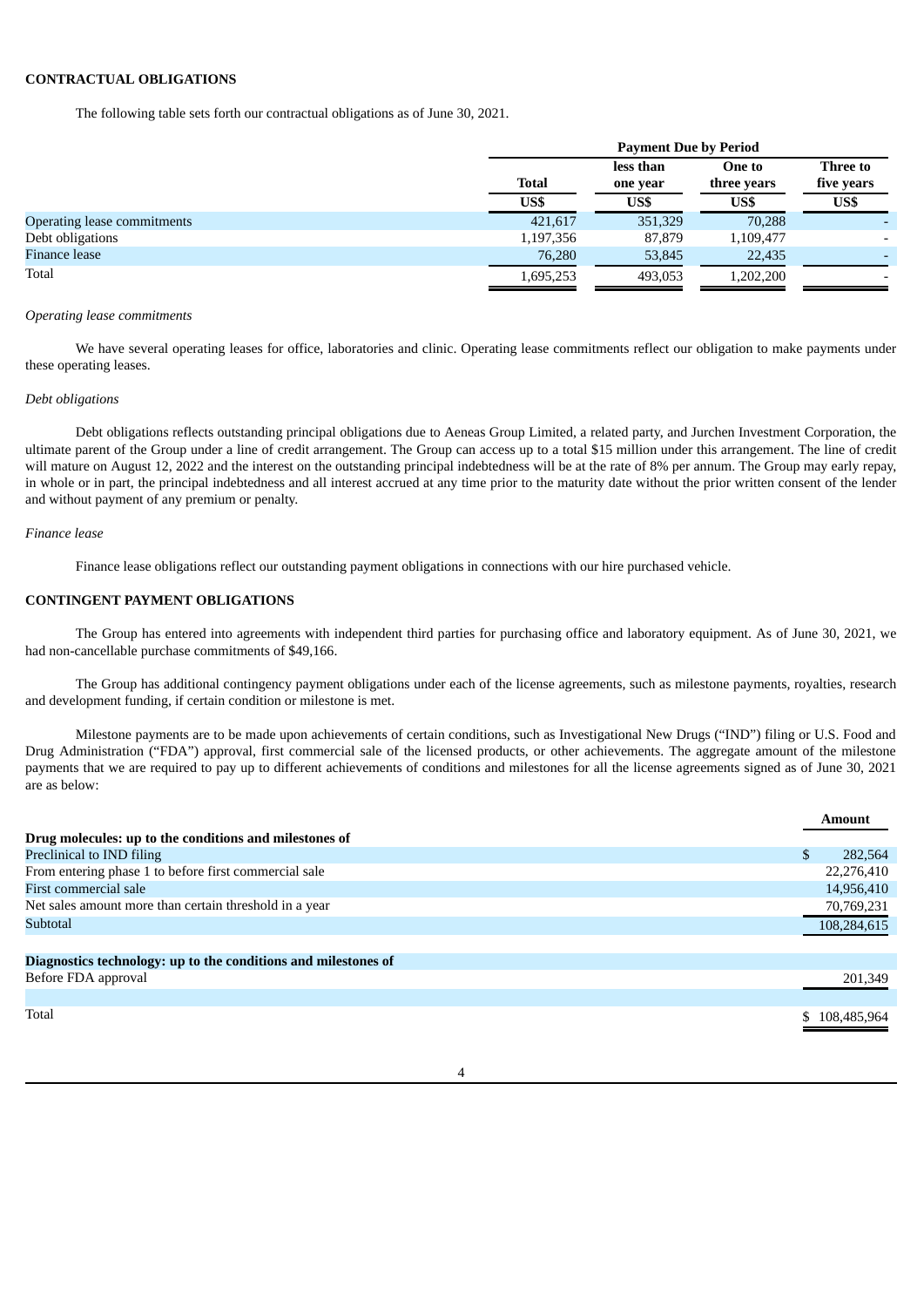## CONTRACTUAL OBLIGATIONS

The following table sets forth our contractual obligations as of June 30, 2021.

| | Payment Due by Period | | | |
|---|---|---|---|---|
| | Total | less than one year | One to three years | Three to five years |
| | US$ | US$ | US$ | US$ |
| Operating lease commitments | 421,617 | 351,329 | 70,288 | - |
| Debt obligations | 1,197,356 | 87,879 | 1,109,477 | - |
| Finance lease | 76,280 | 53,845 | 22,435 | - |
| Total | 1,695,253 | 493,053 | 1,202,200 | - |

*Operating lease commitments*

We have several operating leases for office, laboratories and clinic. Operating lease commitments reflect our obligation to make payments under these operating leases.

*Debt obligations*

Debt obligations reflects outstanding principal obligations due to Aeneas Group Limited, a related party, and Jurchen Investment Corporation, the ultimate parent of the Group under a line of credit arrangement. The Group can access up to a total $15 million under this arrangement. The line of credit will mature on August 12, 2022 and the interest on the outstanding principal indebtedness will be at the rate of 8% per annum. The Group may early repay, in whole or in part, the principal indebtedness and all interest accrued at any time prior to the maturity date without the prior written consent of the lender and without payment of any premium or penalty.

*Finance lease*

Finance lease obligations reflect our outstanding payment obligations in connections with our hire purchased vehicle.

## CONTINGENT PAYMENT OBLIGATIONS

The Group has entered into agreements with independent third parties for purchasing office and laboratory equipment. As of June 30, 2021, we had non-cancellable purchase commitments of $49,166.

The Group has additional contingency payment obligations under each of the license agreements, such as milestone payments, royalties, research and development funding, if certain condition or milestone is met.

Milestone payments are to be made upon achievements of certain conditions, such as Investigational New Drugs ("IND") filing or U.S. Food and Drug Administration ("FDA") approval, first commercial sale of the licensed products, or other achievements. The aggregate amount of the milestone payments that we are required to pay up to different achievements of conditions and milestones for all the license agreements signed as of June 30, 2021 are as below:

| | Amount |
|---|---|
| **Drug molecules: up to the conditions and milestones of** | |
| Preclinical to IND filing | $ 282,564 |
| From entering phase 1 to before first commercial sale | 22,276,410 |
| First commercial sale | 14,956,410 |
| Net sales amount more than certain threshold in a year | 70,769,231 |
| Subtotal | 108,284,615 |
| | |
| **Diagnostics technology: up to the conditions and milestones of** | |
| Before FDA approval | 201,349 |
| | |
| Total | $ 108,485,964 |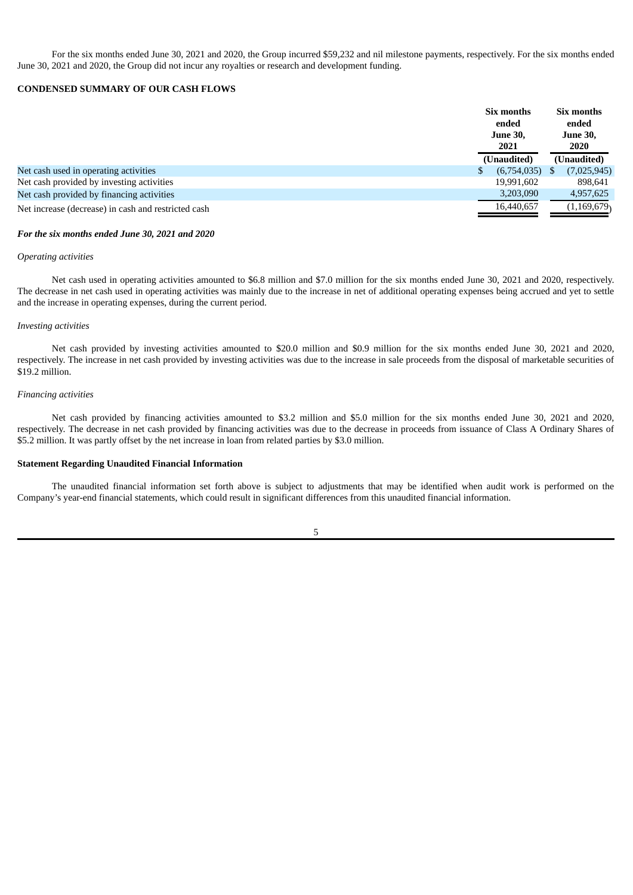For the six months ended June 30, 2021 and 2020, the Group incurred $59,232 and nil milestone payments, respectively. For the six months ended June 30, 2021 and 2020, the Group did not incur any royalties or research and development funding.

**CONDENSED SUMMARY OF OUR CASH FLOWS**

| | Six months ended June 30, 2021 | Six months ended June 30, 2020 |
|---|---|---|
| | (Unaudited) | (Unaudited) |
| Net cash used in operating activities | $ (6,754,035) | $ (7,025,945) |
| Net cash provided by investing activities | 19,991,602 | 898,641 |
| Net cash provided by financing activities | 3,203,090 | 4,957,625 |
| Net increase (decrease) in cash and restricted cash | 16,440,657 | (1,169,679) |

***For the six months ended June 30, 2021 and 2020***

*Operating activities*

Net cash used in operating activities amounted to $6.8 million and $7.0 million for the six months ended June 30, 2021 and 2020, respectively. The decrease in net cash used in operating activities was mainly due to the increase in net of additional operating expenses being accrued and yet to settle and the increase in operating expenses, during the current period.

*Investing activities*

Net cash provided by investing activities amounted to $20.0 million and $0.9 million for the six months ended June 30, 2021 and 2020, respectively. The increase in net cash provided by investing activities was due to the increase in sale proceeds from the disposal of marketable securities of $19.2 million.

*Financing activities*

Net cash provided by financing activities amounted to $3.2 million and $5.0 million for the six months ended June 30, 2021 and 2020, respectively. The decrease in net cash provided by financing activities was due to the decrease in proceeds from issuance of Class A Ordinary Shares of $5.2 million. It was partly offset by the net increase in loan from related parties by $3.0 million.

**Statement Regarding Unaudited Financial Information**

The unaudited financial information set forth above is subject to adjustments that may be identified when audit work is performed on the Company's year-end financial statements, which could result in significant differences from this unaudited financial information.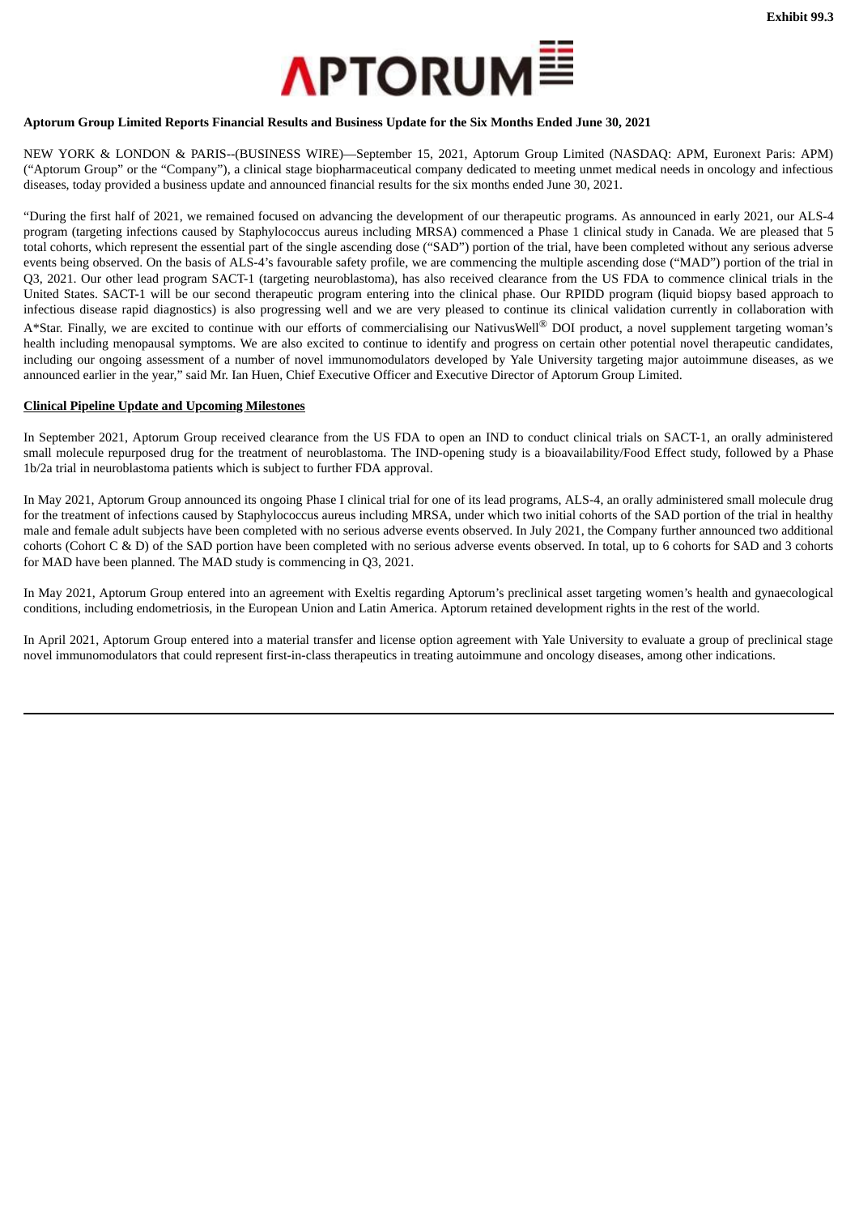Exhibit 99.3

APTORUM

**Aptorum Group Limited Reports Financial Results and Business Update for the Six Months Ended June 30, 2021**

NEW YORK & LONDON & PARIS--(BUSINESS WIRE)—September 15, 2021, Aptorum Group Limited (NASDAQ: APM, Euronext Paris: APM) ("Aptorum Group" or the "Company"), a clinical stage biopharmaceutical company dedicated to meeting unmet medical needs in oncology and infectious diseases, today provided a business update and announced financial results for the six months ended June 30, 2021.

"During the first half of 2021, we remained focused on advancing the development of our therapeutic programs. As announced in early 2021, our ALS-4 program (targeting infections caused by Staphylococcus aureus including MRSA) commenced a Phase 1 clinical study in Canada. We are pleased that 5 total cohorts, which represent the essential part of the single ascending dose ("SAD") portion of the trial, have been completed without any serious adverse events being observed. On the basis of ALS-4's favourable safety profile, we are commencing the multiple ascending dose ("MAD") portion of the trial in Q3, 2021. Our other lead program SACT-1 (targeting neuroblastoma), has also received clearance from the US FDA to commence clinical trials in the United States. SACT-1 will be our second therapeutic program entering into the clinical phase. Our RPIDD program (liquid biopsy based approach to infectious disease rapid diagnostics) is also progressing well and we are very pleased to continue its clinical validation currently in collaboration with A*Star. Finally, we are excited to continue with our efforts of commercialising our NativusWell® DOI product, a novel supplement targeting woman's health including menopausal symptoms. We are also excited to continue to identify and progress on certain other potential novel therapeutic candidates, including our ongoing assessment of a number of novel immunomodulators developed by Yale University targeting major autoimmune diseases, as we announced earlier in the year," said Mr. Ian Huen, Chief Executive Officer and Executive Director of Aptorum Group Limited.

**Clinical Pipeline Update and Upcoming Milestones**

In September 2021, Aptorum Group received clearance from the US FDA to open an IND to conduct clinical trials on SACT-1, an orally administered small molecule repurposed drug for the treatment of neuroblastoma. The IND-opening study is a bioavailability/Food Effect study, followed by a Phase 1b/2a trial in neuroblastoma patients which is subject to further FDA approval.

In May 2021, Aptorum Group announced its ongoing Phase I clinical trial for one of its lead programs, ALS-4, an orally administered small molecule drug for the treatment of infections caused by Staphylococcus aureus including MRSA, under which two initial cohorts of the SAD portion of the trial in healthy male and female adult subjects have been completed with no serious adverse events observed. In July 2021, the Company further announced two additional cohorts (Cohort C & D) of the SAD portion have been completed with no serious adverse events observed. In total, up to 6 cohorts for SAD and 3 cohorts for MAD have been planned. The MAD study is commencing in Q3, 2021.

In May 2021, Aptorum Group entered into an agreement with Exeltis regarding Aptorum's preclinical asset targeting women's health and gynaecological conditions, including endometriosis, in the European Union and Latin America. Aptorum retained development rights in the rest of the world.

In April 2021, Aptorum Group entered into a material transfer and license option agreement with Yale University to evaluate a group of preclinical stage novel immunomodulators that could represent first-in-class therapeutics in treating autoimmune and oncology diseases, among other indications.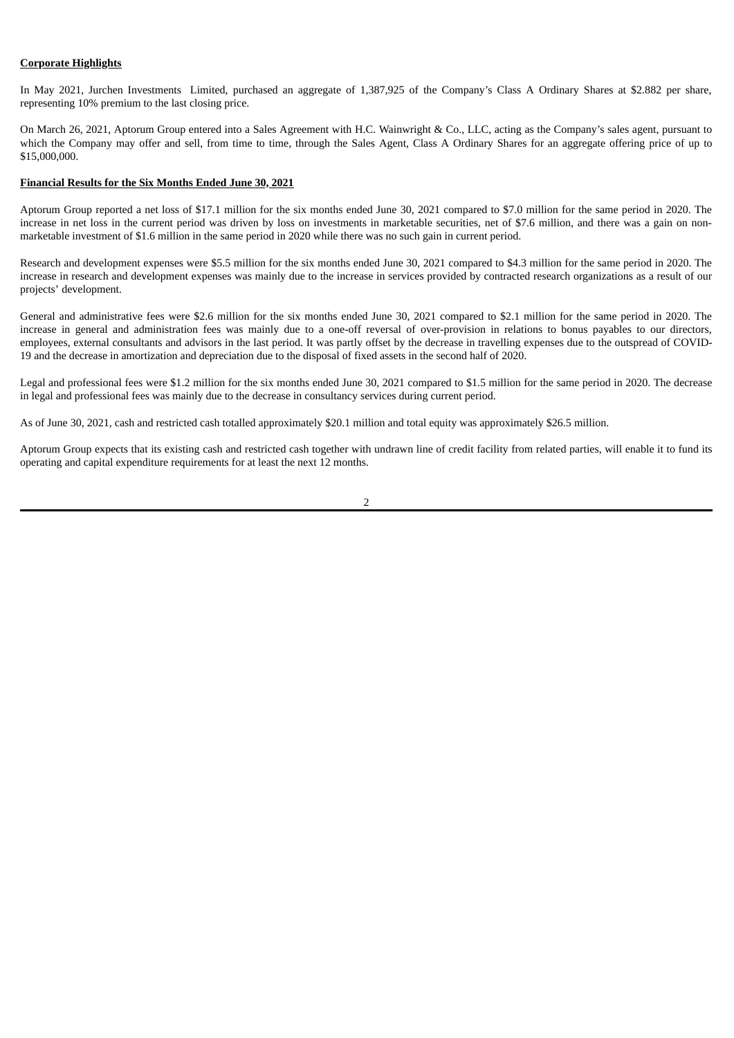**Corporate Highlights**

In May 2021, Jurchen Investments Limited, purchased an aggregate of 1,387,925 of the Company's Class A Ordinary Shares at $2.882 per share, representing 10% premium to the last closing price.

On March 26, 2021, Aptorum Group entered into a Sales Agreement with H.C. Wainwright & Co., LLC, acting as the Company's sales agent, pursuant to which the Company may offer and sell, from time to time, through the Sales Agent, Class A Ordinary Shares for an aggregate offering price of up to $15,000,000.

**Financial Results for the Six Months Ended June 30, 2021**

Aptorum Group reported a net loss of $17.1 million for the six months ended June 30, 2021 compared to $7.0 million for the same period in 2020. The increase in net loss in the current period was driven by loss on investments in marketable securities, net of $7.6 million, and there was a gain on non-marketable investment of $1.6 million in the same period in 2020 while there was no such gain in current period.

Research and development expenses were $5.5 million for the six months ended June 30, 2021 compared to $4.3 million for the same period in 2020. The increase in research and development expenses was mainly due to the increase in services provided by contracted research organizations as a result of our projects' development.

General and administrative fees were $2.6 million for the six months ended June 30, 2021 compared to $2.1 million for the same period in 2020. The increase in general and administration fees was mainly due to a one-off reversal of over-provision in relations to bonus payables to our directors, employees, external consultants and advisors in the last period. It was partly offset by the decrease in travelling expenses due to the outspread of COVID-19 and the decrease in amortization and depreciation due to the disposal of fixed assets in the second half of 2020.

Legal and professional fees were $1.2 million for the six months ended June 30, 2021 compared to $1.5 million for the same period in 2020. The decrease in legal and professional fees was mainly due to the decrease in consultancy services during current period.

As of June 30, 2021, cash and restricted cash totalled approximately $20.1 million and total equity was approximately $26.5 million.

Aptorum Group expects that its existing cash and restricted cash together with undrawn line of credit facility from related parties, will enable it to fund its operating and capital expenditure requirements for at least the next 12 months.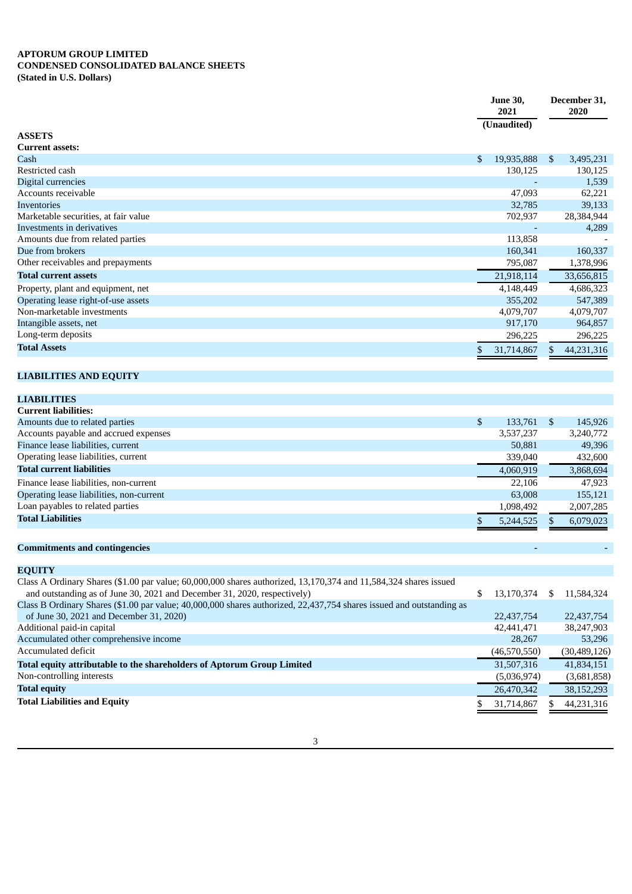**APTORUM GROUP LIMITED**
**CONDENSED CONSOLIDATED BALANCE SHEETS**
**(Stated in U.S. Dollars)**

| | June 30, 2021 (Unaudited) | December 31, 2020 |
|---|---|---|
| **ASSETS** | | |
| **Current assets:** | | |
| Cash | $ 19,935,888 | $ 3,495,231 |
| Restricted cash | 130,125 | 130,125 |
| Digital currencies | - | 1,539 |
| Accounts receivable | 47,093 | 62,221 |
| Inventories | 32,785 | 39,133 |
| Marketable securities, at fair value | 702,937 | 28,384,944 |
| Investments in derivatives | - | 4,289 |
| Amounts due from related parties | 113,858 | - |
| Due from brokers | 160,341 | 160,337 |
| Other receivables and prepayments | 795,087 | 1,378,996 |
| **Total current assets** | 21,918,114 | 33,656,815 |
| Property, plant and equipment, net | 4,148,449 | 4,686,323 |
| Operating lease right-of-use assets | 355,202 | 547,389 |
| Non-marketable investments | 4,079,707 | 4,079,707 |
| Intangible assets, net | 917,170 | 964,857 |
| Long-term deposits | 296,225 | 296,225 |
| **Total Assets** | $ 31,714,867 | $ 44,231,316 |
| | | |
| **LIABILITIES AND EQUITY** | | |
| | | |
| **LIABILITIES** | | |
| **Current liabilities:** | | |
| Amounts due to related parties | $ 133,761 | $ 145,926 |
| Accounts payable and accrued expenses | 3,537,237 | 3,240,772 |
| Finance lease liabilities, current | 50,881 | 49,396 |
| Operating lease liabilities, current | 339,040 | 432,600 |
| **Total current liabilities** | 4,060,919 | 3,868,694 |
| Finance lease liabilities, non-current | 22,106 | 47,923 |
| Operating lease liabilities, non-current | 63,008 | 155,121 |
| Loan payables to related parties | 1,098,492 | 2,007,285 |
| **Total Liabilities** | $ 5,244,525 | $ 6,079,023 |
| | | |
| **Commitments and contingencies** | - | - |
| | | |
| **EQUITY** | | |
| Class A Ordinary Shares ($1.00 par value; 60,000,000 shares authorized, 13,170,374 and 11,584,324 shares issued and outstanding as of June 30, 2021 and December 31, 2020, respectively) | $ 13,170,374 | $ 11,584,324 |
| Class B Ordinary Shares ($1.00 par value; 40,000,000 shares authorized, 22,437,754 shares issued and outstanding as of June 30, 2021 and December 31, 2020) | 22,437,754 | 22,437,754 |
| Additional paid-in capital | 42,441,471 | 38,247,903 |
| Accumulated other comprehensive income | 28,267 | 53,296 |
| Accumulated deficit | (46,570,550) | (30,489,126) |
| **Total equity attributable to the shareholders of Aptorum Group Limited** | 31,507,316 | 41,834,151 |
| Non-controlling interests | (5,036,974) | (3,681,858) |
| **Total equity** | 26,470,342 | 38,152,293 |
| **Total Liabilities and Equity** | $ 31,714,867 | $ 44,231,316 |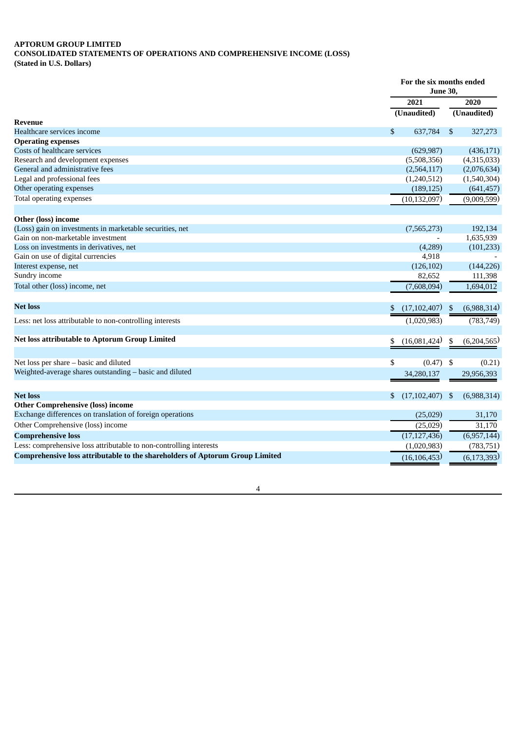**APTORUM GROUP LIMITED**
**CONSOLIDATED STATEMENTS OF OPERATIONS AND COMPREHENSIVE INCOME (LOSS)**
**(Stated in U.S. Dollars)**

| | For the six months ended June 30, | |
|---|---|---|
| | 2021 | 2020 |
| | (Unaudited) | (Unaudited) |
| **Revenue** | | |
| Healthcare services income | $ 637,784 | $ 327,273 |
| **Operating expenses** | | |
| Costs of healthcare services | (629,987) | (436,171) |
| Research and development expenses | (5,508,356) | (4,315,033) |
| General and administrative fees | (2,564,117) | (2,076,634) |
| Legal and professional fees | (1,240,512) | (1,540,304) |
| Other operating expenses | (189,125) | (641,457) |
| Total operating expenses | (10,132,097) | (9,009,599) |
| | | |
| **Other (loss) income** | | |
| (Loss) gain on investments in marketable securities, net | (7,565,273) | 192,134 |
| Gain on non-marketable investment | - | 1,635,939 |
| Loss on investments in derivatives, net | (4,289) | (101,233) |
| Gain on use of digital currencies | 4,918 | - |
| Interest expense, net | (126,102) | (144,226) |
| Sundry income | 82,652 | 111,398 |
| Total other (loss) income, net | (7,608,094) | 1,694,012 |
| | | |
| **Net loss** | $ (17,102,407) | $ (6,988,314) |
| Less: net loss attributable to non-controlling interests | (1,020,983) | (783,749) |
| | | |
| **Net loss attributable to Aptorum Group Limited** | $ (16,081,424) | $ (6,204,565) |
| | | |
| Net loss per share – basic and diluted | $ (0.47) | $ (0.21) |
| Weighted-average shares outstanding – basic and diluted | 34,280,137 | 29,956,393 |
| | | |
| **Net loss** | $ (17,102,407) | $ (6,988,314) |
| **Other Comprehensive (loss) income** | | |
| Exchange differences on translation of foreign operations | (25,029) | 31,170 |
| Other Comprehensive (loss) income | (25,029) | 31,170 |
| **Comprehensive loss** | (17,127,436) | (6,957,144) |
| Less: comprehensive loss attributable to non-controlling interests | (1,020,983) | (783,751) |
| **Comprehensive loss attributable to the shareholders of Aptorum Group Limited** | (16,106,453) | (6,173,393) |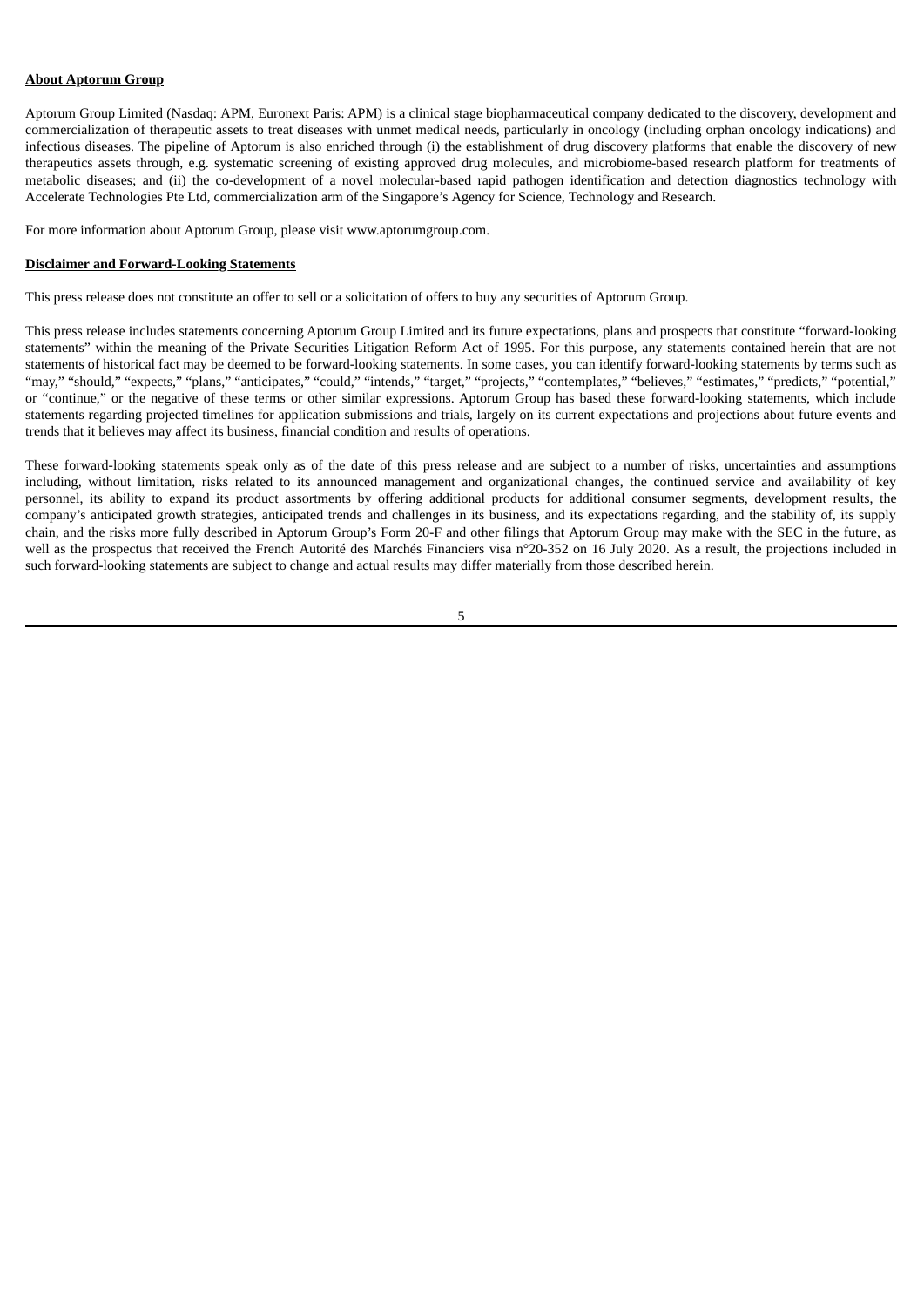**About Aptorum Group**

Aptorum Group Limited (Nasdaq: APM, Euronext Paris: APM) is a clinical stage biopharmaceutical company dedicated to the discovery, development and commercialization of therapeutic assets to treat diseases with unmet medical needs, particularly in oncology (including orphan oncology indications) and infectious diseases. The pipeline of Aptorum is also enriched through (i) the establishment of drug discovery platforms that enable the discovery of new therapeutics assets through, e.g. systematic screening of existing approved drug molecules, and microbiome-based research platform for treatments of metabolic diseases; and (ii) the co-development of a novel molecular-based rapid pathogen identification and detection diagnostics technology with Accelerate Technologies Pte Ltd, commercialization arm of the Singapore's Agency for Science, Technology and Research.

For more information about Aptorum Group, please visit www.aptorumgroup.com.

**Disclaimer and Forward-Looking Statements**

This press release does not constitute an offer to sell or a solicitation of offers to buy any securities of Aptorum Group.

This press release includes statements concerning Aptorum Group Limited and its future expectations, plans and prospects that constitute "forward-looking statements" within the meaning of the Private Securities Litigation Reform Act of 1995. For this purpose, any statements contained herein that are not statements of historical fact may be deemed to be forward-looking statements. In some cases, you can identify forward-looking statements by terms such as "may," "should," "expects," "plans," "anticipates," "could," "intends," "target," "projects," "contemplates," "believes," "estimates," "predicts," "potential," or "continue," or the negative of these terms or other similar expressions. Aptorum Group has based these forward-looking statements, which include statements regarding projected timelines for application submissions and trials, largely on its current expectations and projections about future events and trends that it believes may affect its business, financial condition and results of operations.

These forward-looking statements speak only as of the date of this press release and are subject to a number of risks, uncertainties and assumptions including, without limitation, risks related to its announced management and organizational changes, the continued service and availability of key personnel, its ability to expand its product assortments by offering additional products for additional consumer segments, development results, the company's anticipated growth strategies, anticipated trends and challenges in its business, and its expectations regarding, and the stability of, its supply chain, and the risks more fully described in Aptorum Group's Form 20-F and other filings that Aptorum Group may make with the SEC in the future, as well as the prospectus that received the French Autorité des Marchés Financiers visa n°20-352 on 16 July 2020. As a result, the projections included in such forward-looking statements are subject to change and actual results may differ materially from those described herein.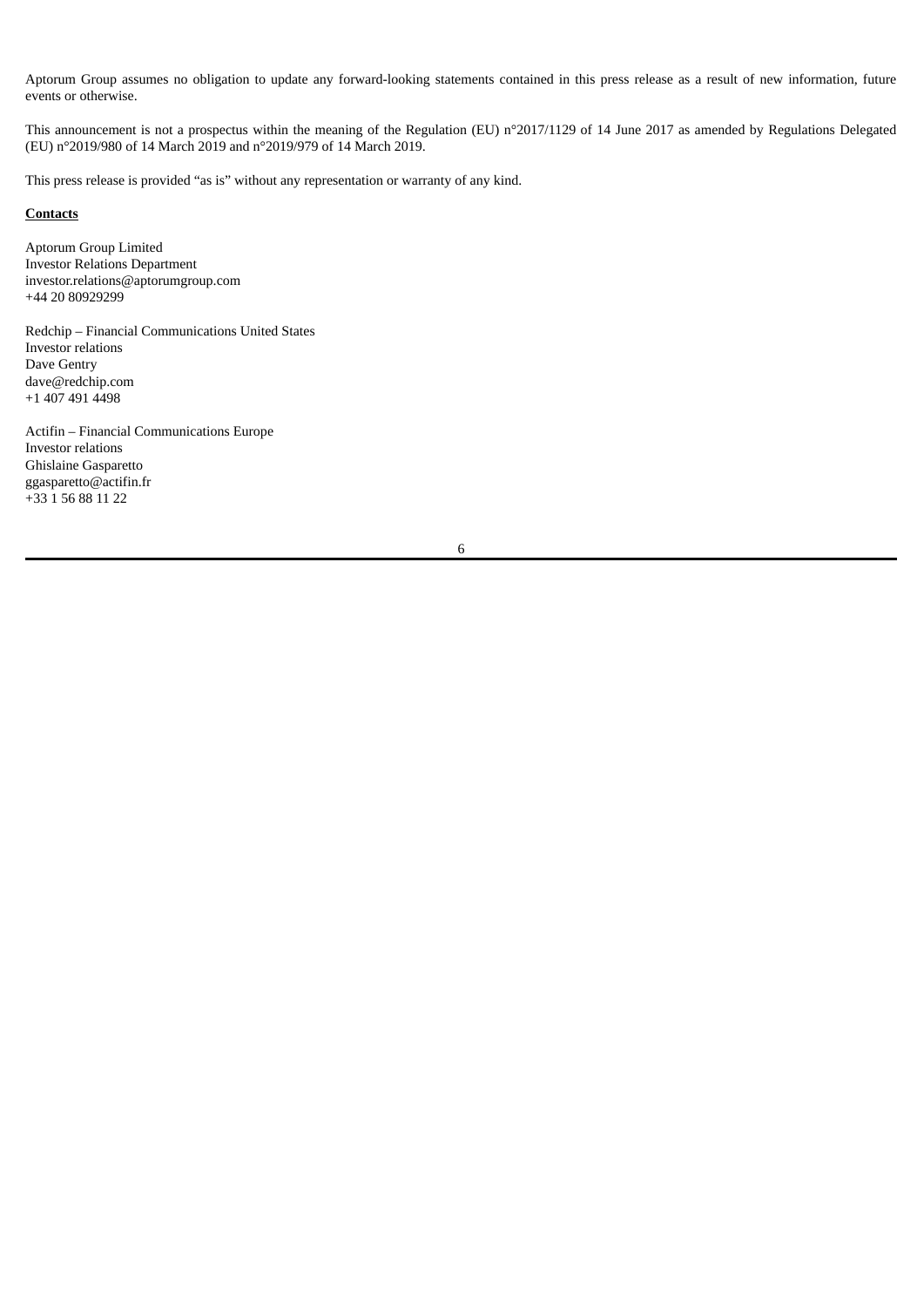Aptorum Group assumes no obligation to update any forward-looking statements contained in this press release as a result of new information, future events or otherwise.

This announcement is not a prospectus within the meaning of the Regulation (EU) n°2017/1129 of 14 June 2017 as amended by Regulations Delegated (EU) n°2019/980 of 14 March 2019 and n°2019/979 of 14 March 2019.

This press release is provided "as is" without any representation or warranty of any kind.

**Contacts**

Aptorum Group Limited
Investor Relations Department
investor.relations@aptorumgroup.com
+44 20 80929299

Redchip – Financial Communications United States
Investor relations
Dave Gentry
dave@redchip.com
+1 407 491 4498

Actifin – Financial Communications Europe
Investor relations
Ghislaine Gasparetto
ggasparetto@actifin.fr
+33 1 56 88 11 22